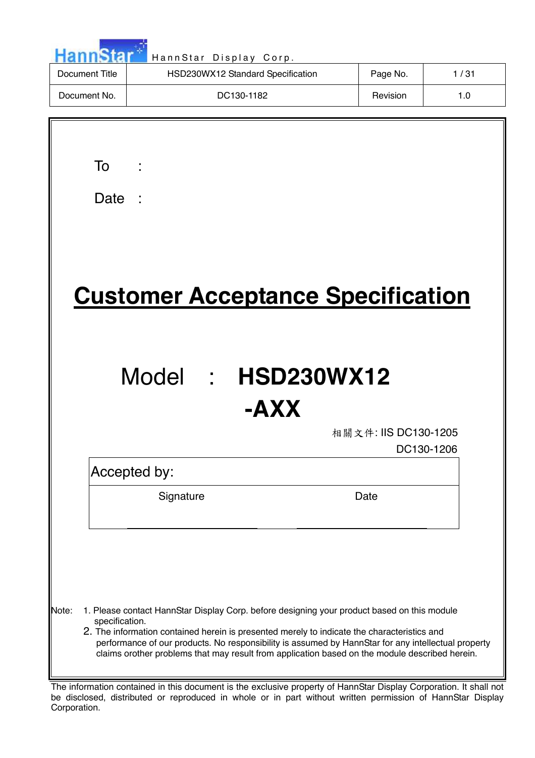HannStar Display Corp.

| Document Title | HSD230WX12 Standard Specification | Page No. | 1 / 31 |
|---|---|---|---|
| Document No. | DC130-1182 | Revision | 1.0 |

To :

Date :

# Customer Acceptance Specification

## Model : HSD230WX12 -AXX

相關文件: IIS DC130-1205
DC130-1206

| Accepted by: | |
|---|---|
| Signature | Date |
| | |

Note: 1. Please contact HannStar Display Corp. before designing your product based on this module specification.
2. The information contained herein is presented merely to indicate the characteristics and performance of our products. No responsibility is assumed by HannStar for any intellectual property claims orother problems that may result from application based on the module described herein.

The information contained in this document is the exclusive property of HannStar Display Corporation. It shall not be disclosed, distributed or reproduced in whole or in part without written permission of HannStar Display Corporation.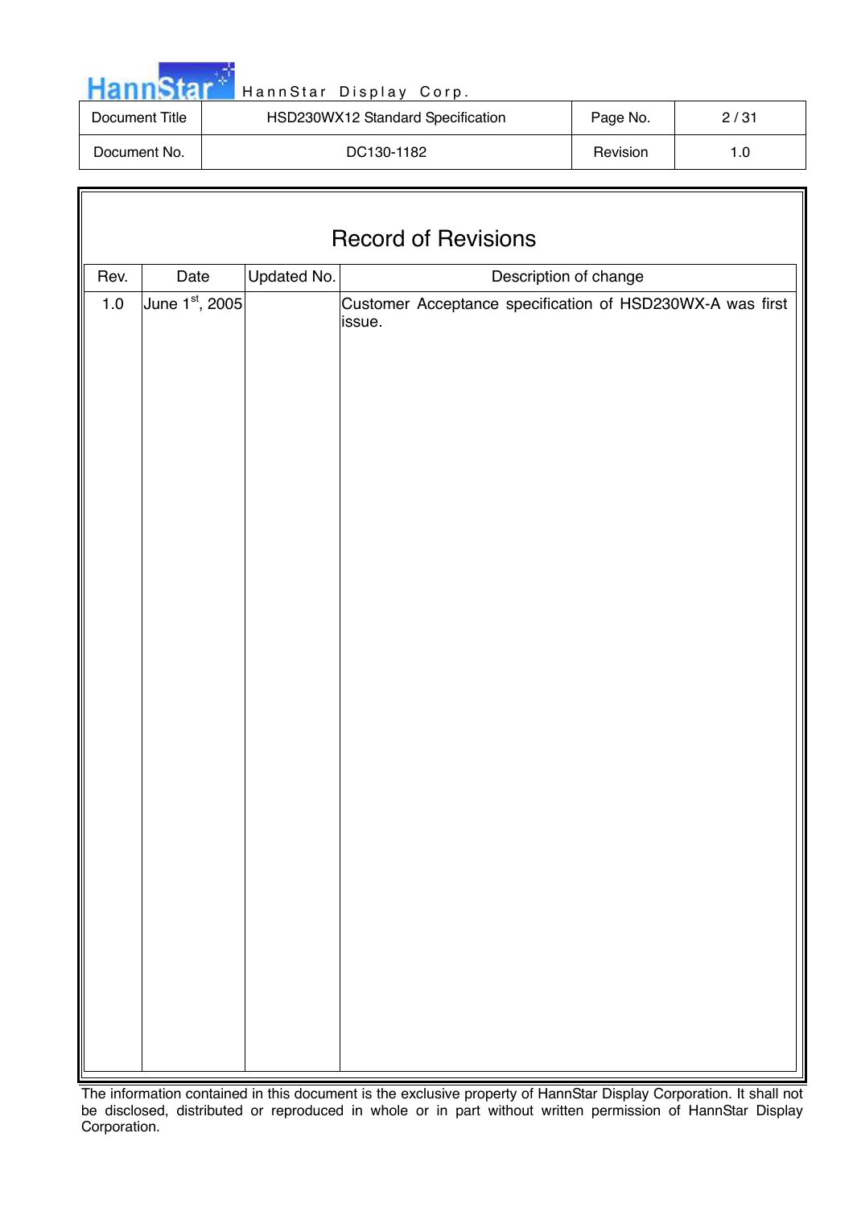# Record of Revisions

| Rev. | Date | Updated No. | Description of change |
|---|---|---|---|
| 1.0 | June 1st, 2005 | | Customer Acceptance specification of HSD230WX-A was first issue. |

The information contained in this document is the exclusive property of HannStar Display Corporation. It shall not be disclosed, distributed or reproduced in whole or in part without written permission of HannStar Display Corporation.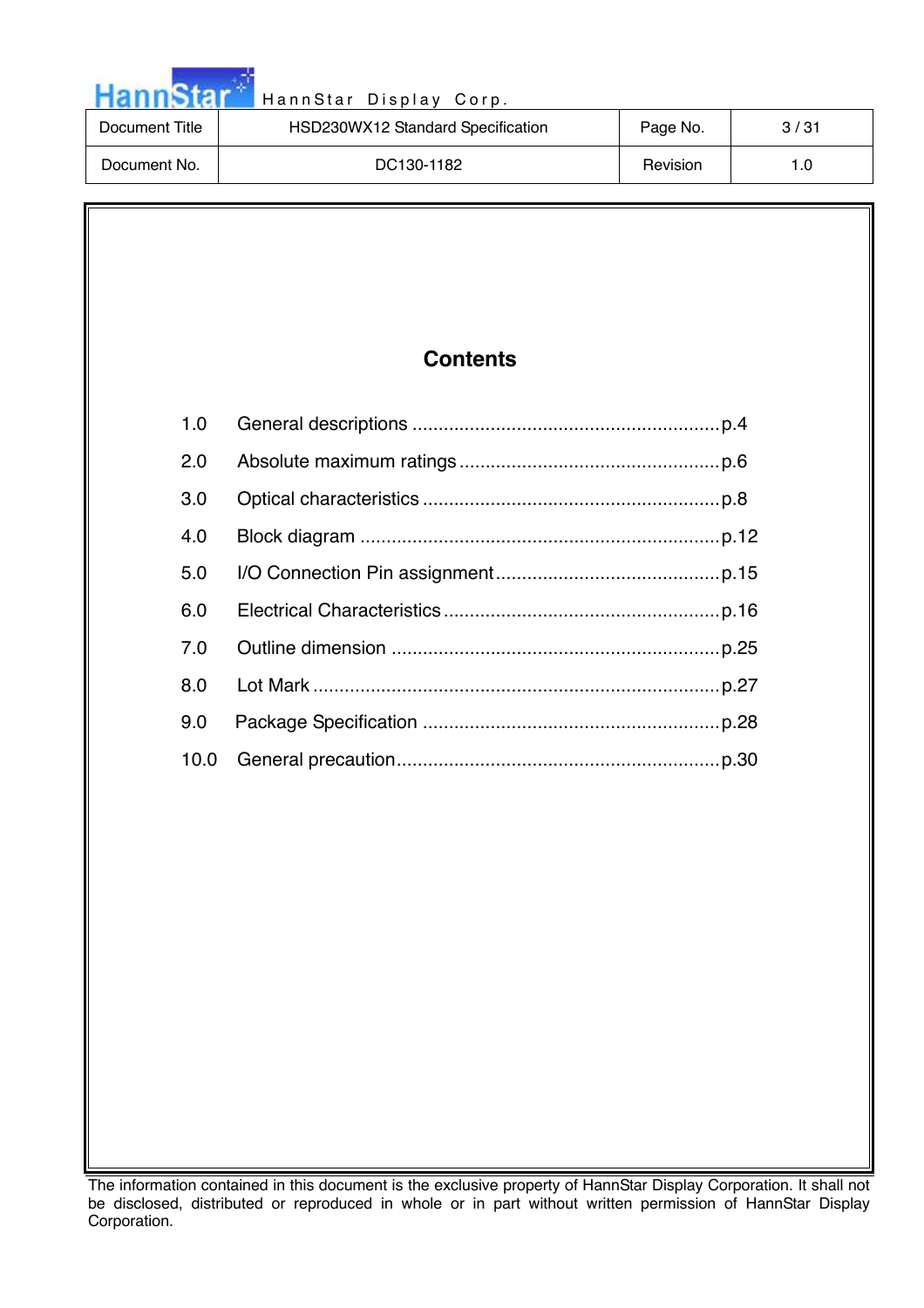# Contents

1.0 General descriptions ..........................................................p.4

2.0 Absolute maximum ratings .................................................p.6

3.0 Optical characteristics ........................................................p.8

4.0 Block diagram .....................................................................p.12

5.0 I/O Connection Pin assignment...........................................p.15

6.0 Electrical Characteristics.....................................................p.16

7.0 Outline dimension ...............................................................p.25

8.0 Lot Mark .............................................................................p.27

9.0 Package Specification ........................................................p.28

10.0 General precaution.............................................................p.30

The information contained in this document is the exclusive property of HannStar Display Corporation. It shall not be disclosed, distributed or reproduced in whole or in part without written permission of HannStar Display Corporation.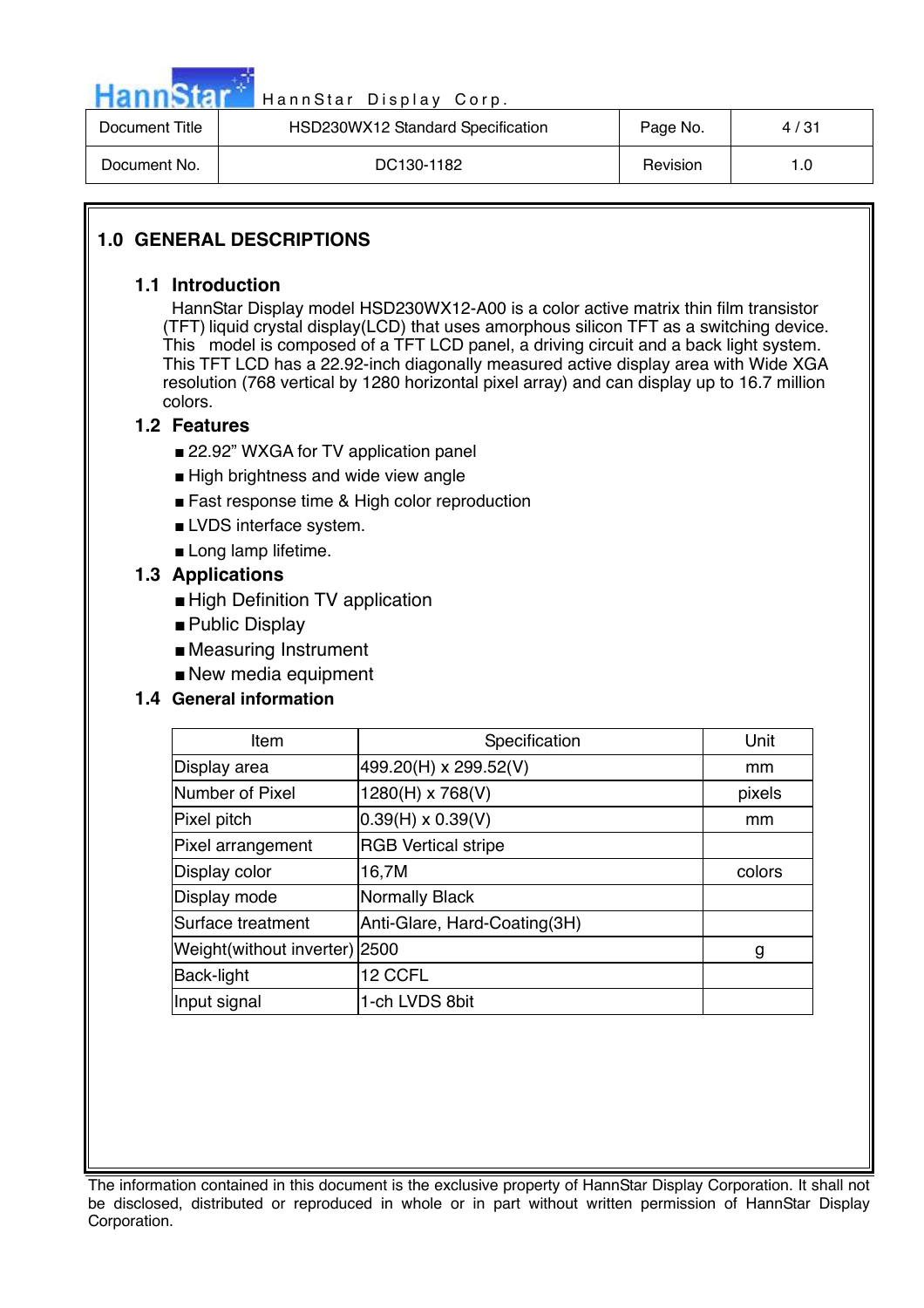# 1.0 GENERAL DESCRIPTIONS

## 1.1 Introduction

HannStar Display model HSD230WX12-A00 is a color active matrix thin film transistor (TFT) liquid crystal display(LCD) that uses amorphous silicon TFT as a switching device. This model is composed of a TFT LCD panel, a driving circuit and a back light system. This TFT LCD has a 22.92-inch diagonally measured active display area with Wide XGA resolution (768 vertical by 1280 horizontal pixel array) and can display up to 16.7 million colors.

## 1.2 Features

- 22.92" WXGA for TV application panel
- High brightness and wide view angle
- Fast response time & High color reproduction
- LVDS interface system.
- Long lamp lifetime.

## 1.3 Applications

- High Definition TV application
- Public Display
- Measuring Instrument
- New media equipment

## 1.4 General information

| Item | Specification | Unit |
|---|---|---|
| Display area | 499.20(H) x 299.52(V) | mm |
| Number of Pixel | 1280(H) x 768(V) | pixels |
| Pixel pitch | 0.39(H) x 0.39(V) | mm |
| Pixel arrangement | RGB Vertical stripe | |
| Display color | 16,7M | colors |
| Display mode | Normally Black | |
| Surface treatment | Anti-Glare, Hard-Coating(3H) | |
| Weight(without inverter) | 2500 | g |
| Back-light | 12 CCFL | |
| Input signal | 1-ch LVDS 8bit | |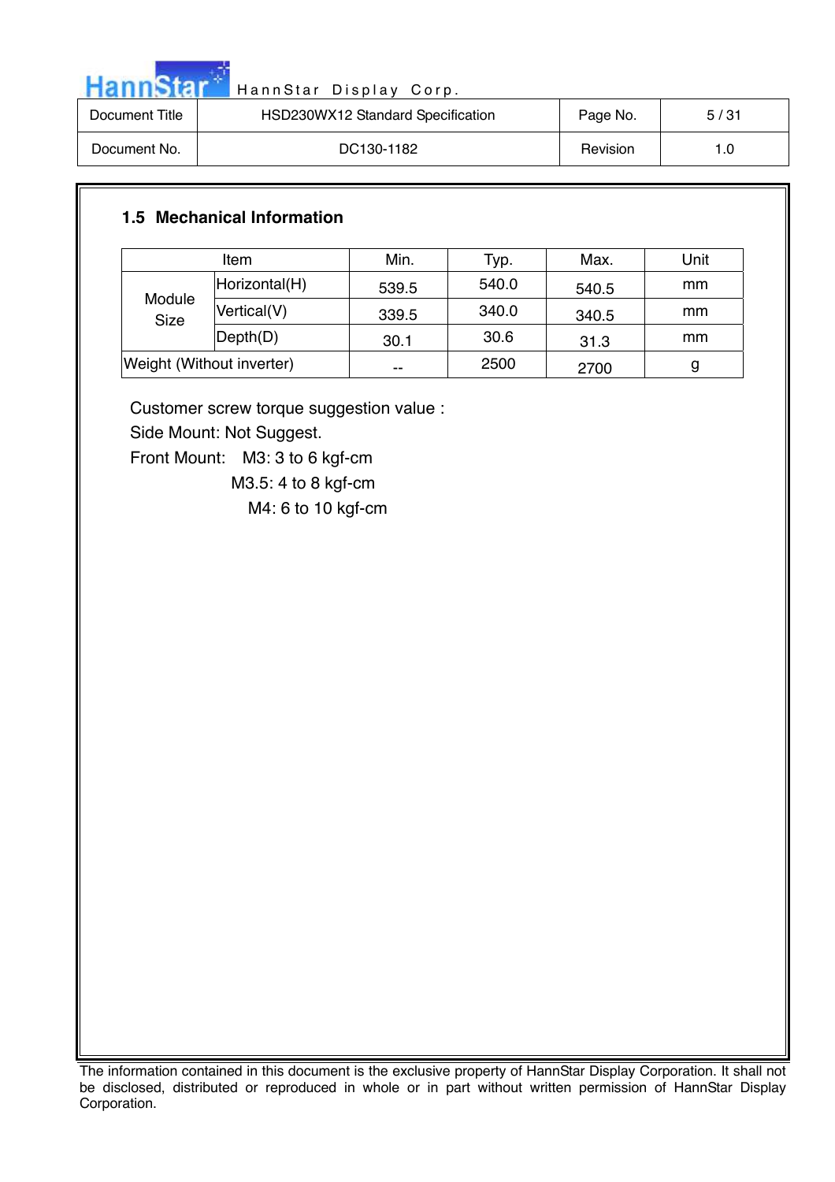## 1.5 Mechanical Information

| Item | | Min. | Typ. | Max. | Unit |
|---|---|---|---|---|---|
| Module Size | Horizontal(H) | 539.5 | 540.0 | 540.5 | mm |
| | Vertical(V) | 339.5 | 340.0 | 340.5 | mm |
| | Depth(D) | 30.1 | 30.6 | 31.3 | mm |
| Weight (Without inverter) | | -- | 2500 | 2700 | g |

Customer screw torque suggestion value :

Side Mount: Not Suggest.

Front Mount: M3: 3 to 6 kgf-cm

M3.5: 4 to 8 kgf-cm

M4: 6 to 10 kgf-cm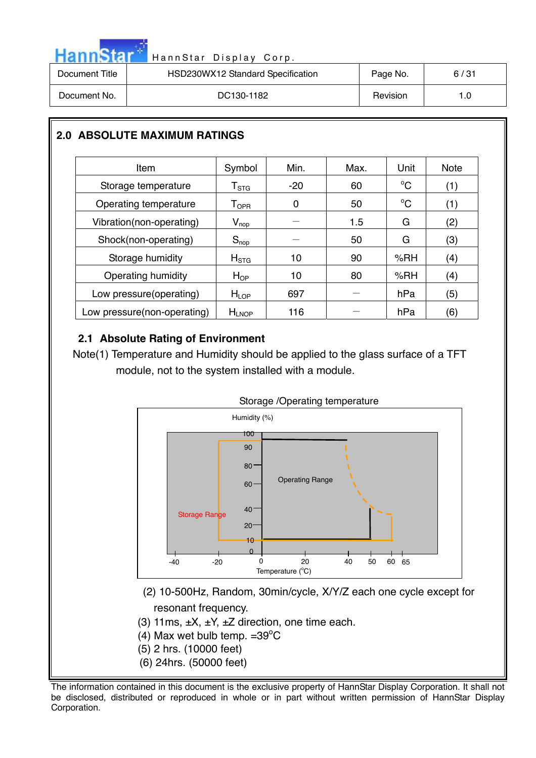## 2.0 ABSOLUTE MAXIMUM RATINGS

| Item | Symbol | Min. | Max. | Unit | Note |
|---|---|---|---|---|---|
| Storage temperature | $T_{STG}$ | -20 | 60 | °C | (1) |
| Operating temperature | $T_{OPR}$ | 0 | 50 | °C | (1) |
| Vibration(non-operating) | $V_{nop}$ | — | 1.5 | G | (2) |
| Shock(non-operating) | $S_{nop}$ | — | 50 | G | (3) |
| Storage humidity | $H_{STG}$ | 10 | 90 | %RH | (4) |
| Operating humidity | $H_{OP}$ | 10 | 80 | %RH | (4) |
| Low pressure(operating) | $H_{LOP}$ | 697 | — | hPa | (5) |
| Low pressure(non-operating) | $H_{LNOP}$ | 116 | — | hPa | (6) |

### 2.1 Absolute Rating of Environment

Note(1) Temperature and Humidity should be applied to the glass surface of a TFT module, not to the system installed with a module.

Storage /Operating temperature

(2) 10-500Hz, Random, 30min/cycle, X/Y/Z each one cycle except for resonant frequency.

(3) 11ms, ±X, ±Y, ±Z direction, one time each.

(4) Max wet bulb temp. =39°C

(5) 2 hrs. (10000 feet)

(6) 24hrs. (50000 feet)

The information contained in this document is the exclusive property of HannStar Display Corporation. It shall not be disclosed, distributed or reproduced in whole or in part without written permission of HannStar Display Corporation.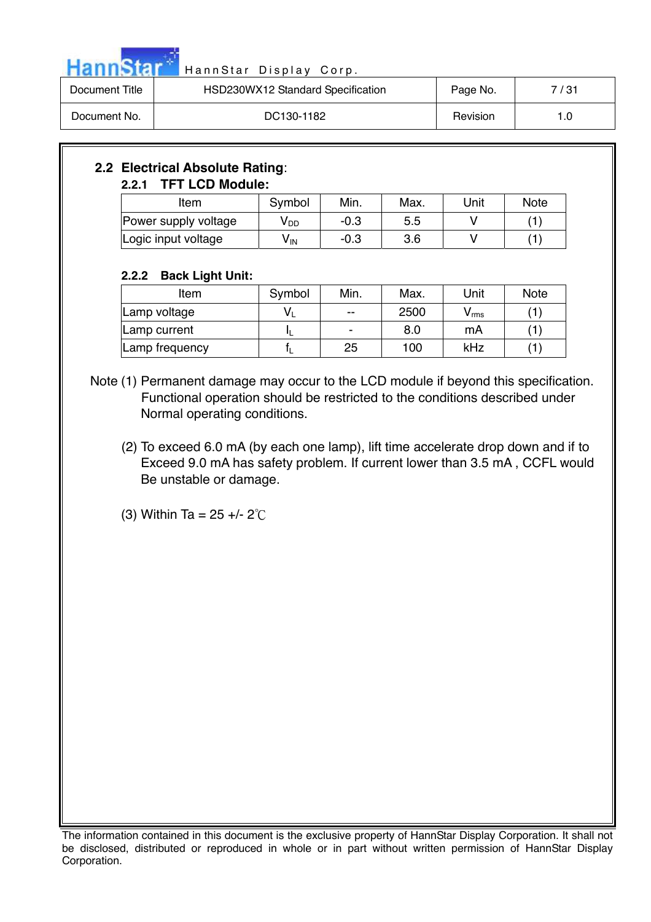## 2.2 Electrical Absolute Rating:

### 2.2.1 TFT LCD Module:

| Item | Symbol | Min. | Max. | Unit | Note |
|---|---|---|---|---|---|
| Power supply voltage | $V_{DD}$ | -0.3 | 5.5 | V | (1) |
| Logic input voltage | $V_{IN}$ | -0.3 | 3.6 | V | (1) |

### 2.2.2 Back Light Unit:

| Item | Symbol | Min. | Max. | Unit | Note |
|---|---|---|---|---|---|
| Lamp voltage | $V_L$ | -- | 2500 | $V_{rms}$ | (1) |
| Lamp current | $I_L$ | - | 8.0 | mA | (1) |
| Lamp frequency | $f_L$ | 25 | 100 | kHz | (1) |

Note (1) Permanent damage may occur to the LCD module if beyond this specification. Functional operation should be restricted to the conditions described under Normal operating conditions.

(2) To exceed 6.0 mA (by each one lamp), lift time accelerate drop down and if to Exceed 9.0 mA has safety problem. If current lower than 3.5 mA , CCFL would Be unstable or damage.

(3) Within Ta = 25 +/- 2℃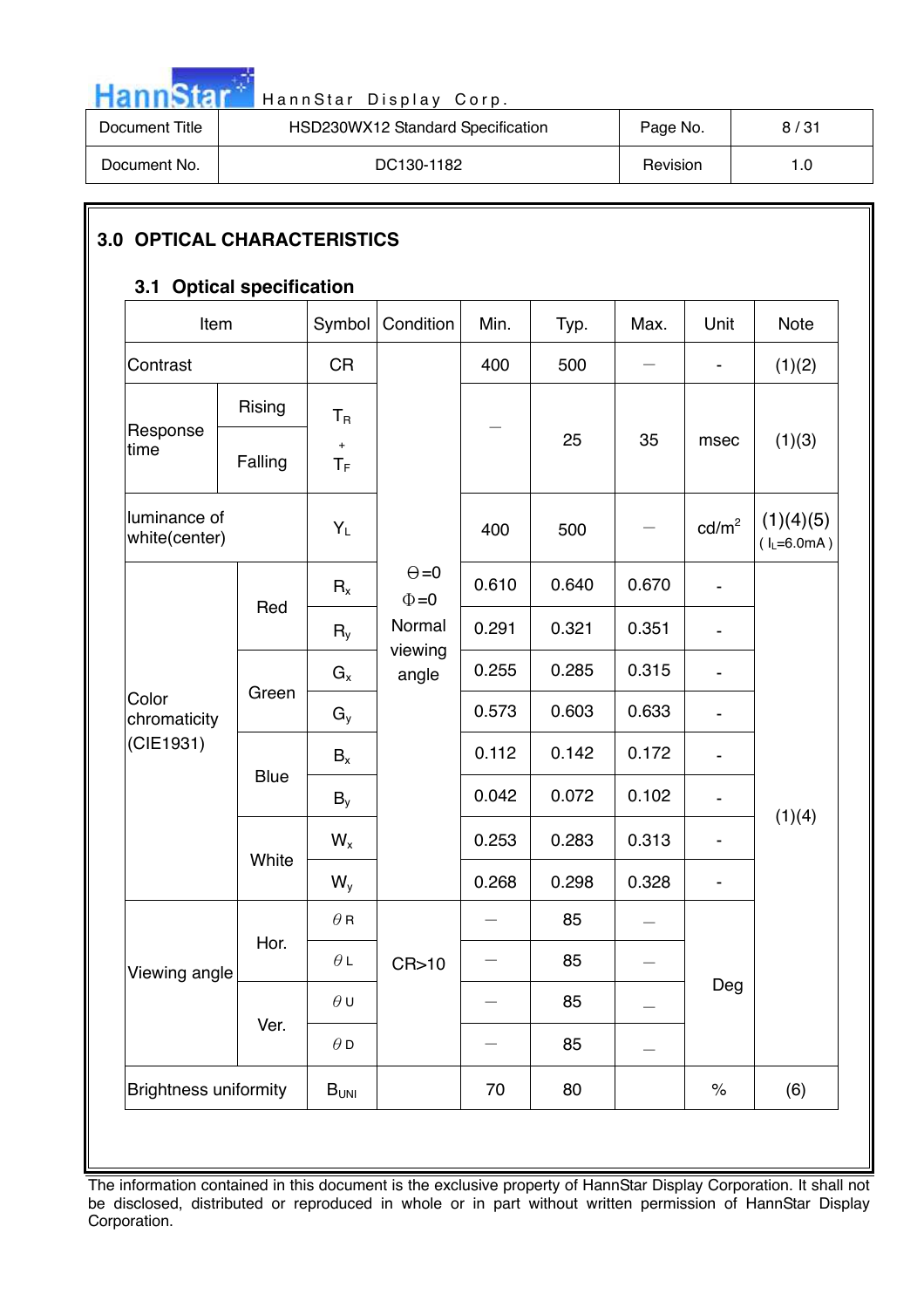## 3.0 OPTICAL CHARACTERISTICS

### 3.1 Optical specification

| Item | | Symbol | Condition | Min. | Typ. | Max. | Unit | Note |
|---|---|---|---|---|---|---|---|---|
| Contrast | | CR | Θ=0<br>Φ=0<br>Normal viewing angle | 400 | 500 | — | - | (1)(2) |
| Response time | Rising | $T_R$ + $T_F$ | | — | 25 | 35 | msec | (1)(3) |
| | Falling | | | | | | | |
| luminance of white(center) | | $Y_L$ | | 400 | 500 | — | cd/m$^2$ | (1)(4)(5)<br>( $I_L$=6.0mA ) |
| Color chromaticity (CIE1931) | Red | $R_x$ | | 0.610 | 0.640 | 0.670 | - | (1)(4) |
| | | $R_y$ | | 0.291 | 0.321 | 0.351 | - | |
| | Green | $G_x$ | | 0.255 | 0.285 | 0.315 | - | |
| | | $G_y$ | | 0.573 | 0.603 | 0.633 | - | |
| | Blue | $B_x$ | | 0.112 | 0.142 | 0.172 | - | |
| | | $B_y$ | | 0.042 | 0.072 | 0.102 | - | |
| | White | $W_x$ | | 0.253 | 0.283 | 0.313 | - | |
| | | $W_y$ | | 0.268 | 0.298 | 0.328 | - | |
| Viewing angle | Hor. | $\theta$R | CR>10 | — | 85 | — | Deg | |
| | | $\theta$L | | — | 85 | — | | |
| | Ver. | $\theta$U | | — | 85 | — | | |
| | | $\theta$D | | — | 85 | — | | |
| Brightness uniformity | | $B_{UNI}$ | | 70 | 80 | | % | (6) |

The information contained in this document is the exclusive property of HannStar Display Corporation. It shall not be disclosed, distributed or reproduced in whole or in part without written permission of HannStar Display Corporation.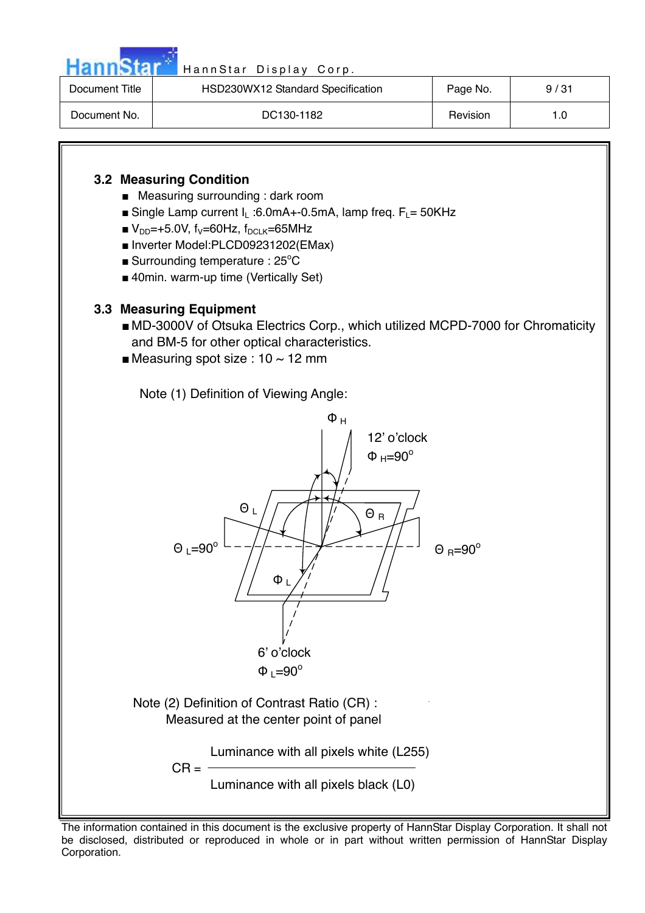## 3.2 Measuring Condition

- Measuring surrounding : dark room
- Single Lamp current $I_L$ :6.0mA+-0.5mA, lamp freq. $F_L$= 50KHz
- $V_{DD}$=+5.0V, $f_V$=60Hz, $f_{DCLK}$=65MHz
- Inverter Model:PLCD09231202(EMax)
- Surrounding temperature : 25°C
- 40min. warm-up time (Vertically Set)

## 3.3 Measuring Equipment

- MD-3000V of Otsuka Electrics Corp., which utilized MCPD-7000 for Chromaticity and BM-5 for other optical characteristics.
- Measuring spot size : 10 ~ 12 mm

Note (1) Definition of Viewing Angle:

$\Phi_H$

12' o'clock
$\Phi_H=90^o$

$\Theta_L$ $\Theta_R$

$\Theta_L=90^o$ $\Theta_R=90^o$

$\Phi_L$

6' o'clock
$\Phi_L=90^o$

Note (2) Definition of Contrast Ratio (CR) :
Measured at the center point of panel

$$CR = \frac{\text{Luminance with all pixels white (L255)}}{\text{Luminance with all pixels black (L0)}}$$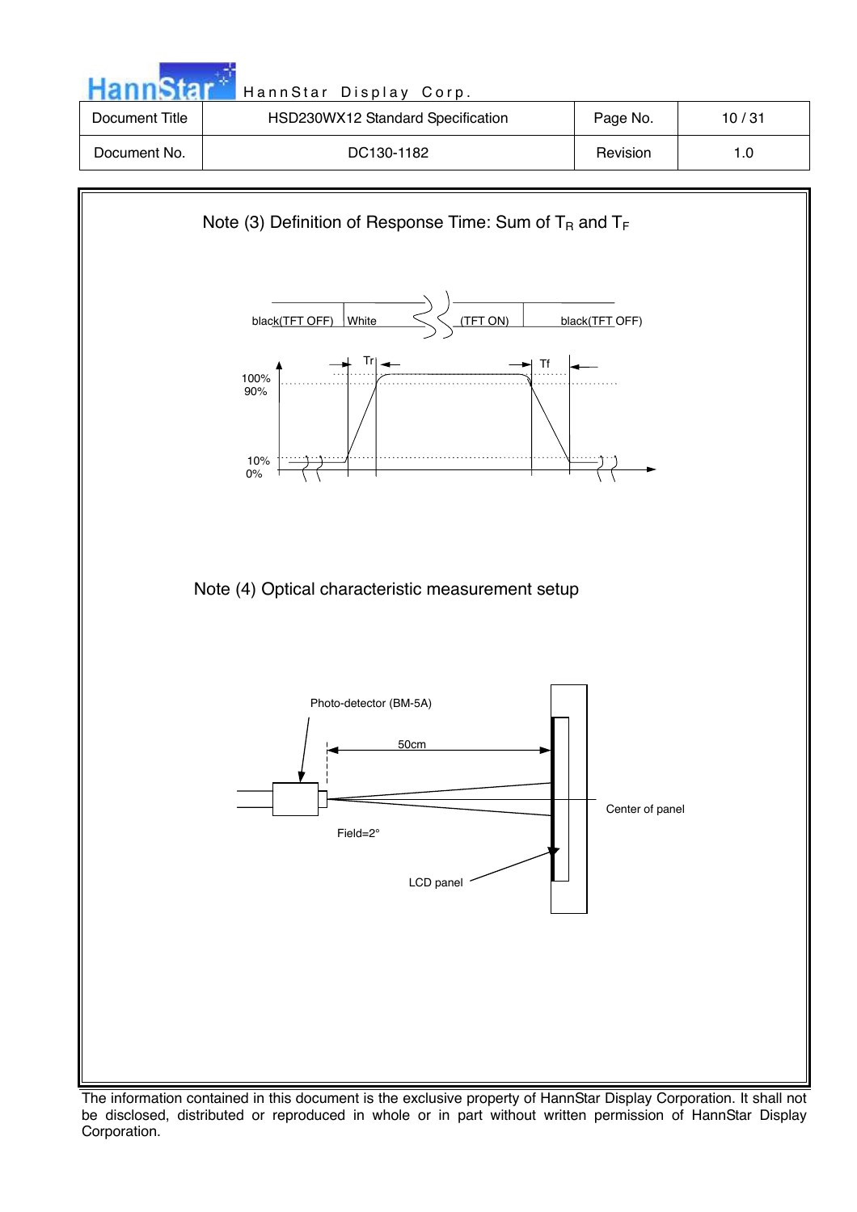Note (3) Definition of Response Time: Sum of $T_R$ and $T_F$

black(TFT OFF) White (TFT ON) black(TFT OFF)

Tr Tf

100%
90%

10%
0%

Note (4) Optical characteristic measurement setup

Photo-detector (BM-5A)

50cm

Center of panel

Field=2°

LCD panel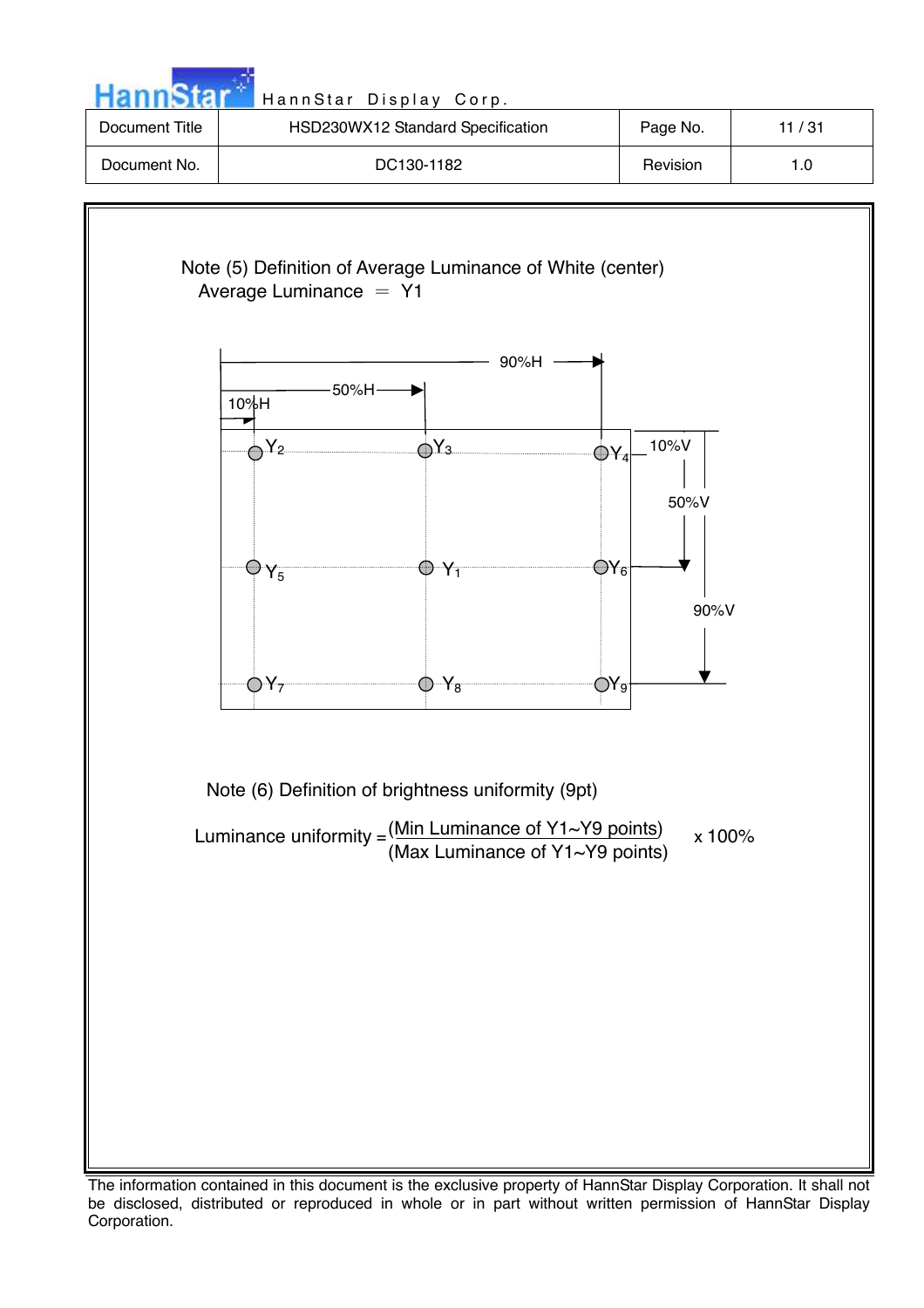Note (5) Definition of Average Luminance of White (center)

Average Luminance ＝ Y1

Note (6) Definition of brightness uniformity (9pt)

$$\text{Luminance uniformity} = \frac{\text{(Min Luminance of Y1~Y9 points)}}{\text{(Max Luminance of Y1~Y9 points)}} \times 100\%$$

The information contained in this document is the exclusive property of HannStar Display Corporation. It shall not be disclosed, distributed or reproduced in whole or in part without written permission of HannStar Display Corporation.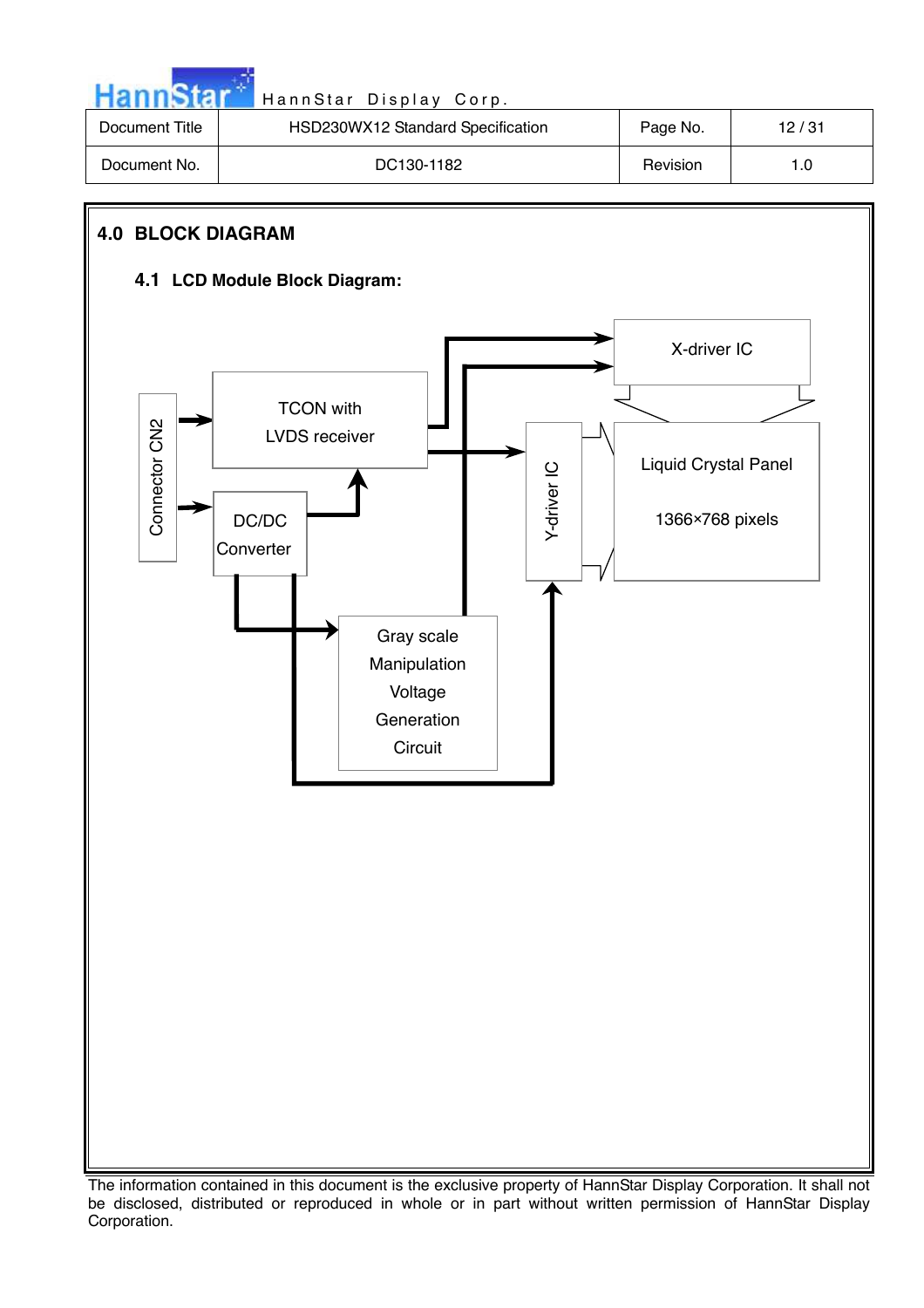## 4.0 BLOCK DIAGRAM

### 4.1 LCD Module Block Diagram:

Connector CN2

TCON with LVDS receiver

DC/DC Converter

X-driver IC

Y-driver IC

Liquid Crystal Panel

1366×768 pixels

Gray scale Manipulation Voltage Generation Circuit

The information contained in this document is the exclusive property of HannStar Display Corporation. It shall not be disclosed, distributed or reproduced in whole or in part without written permission of HannStar Display Corporation.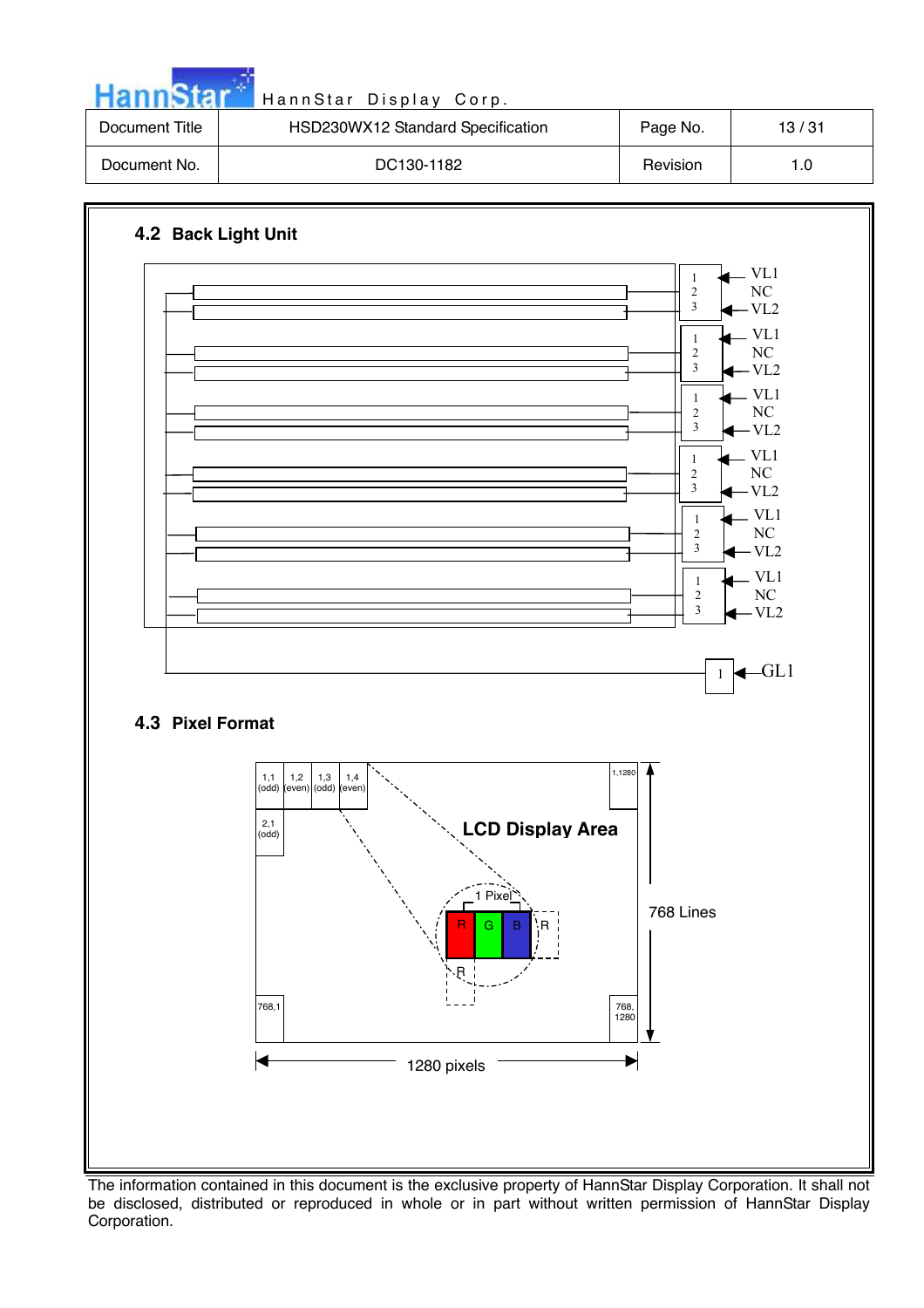## 4.2 Back Light Unit

1 VL1
2 NC
3 VL2

1 VL1
2 NC
3 VL2

1 VL1
2 NC
3 VL2

1 VL1
2 NC
3 VL2

1 VL1
2 NC
3 VL2

1 VL1
2 NC
3 VL2

1 GL1

## 4.3 Pixel Format

1,1 (odd) | 1,2 (even) | 1,3 (odd) | 1,4 (even) | 1,1280

2,1 (odd)

LCD Display Area

1 Pixel

R G B R

R

768,1 | 768, 1280

768 Lines

1280 pixels

The information contained in this document is the exclusive property of HannStar Display Corporation. It shall not be disclosed, distributed or reproduced in whole or in part without written permission of HannStar Display Corporation.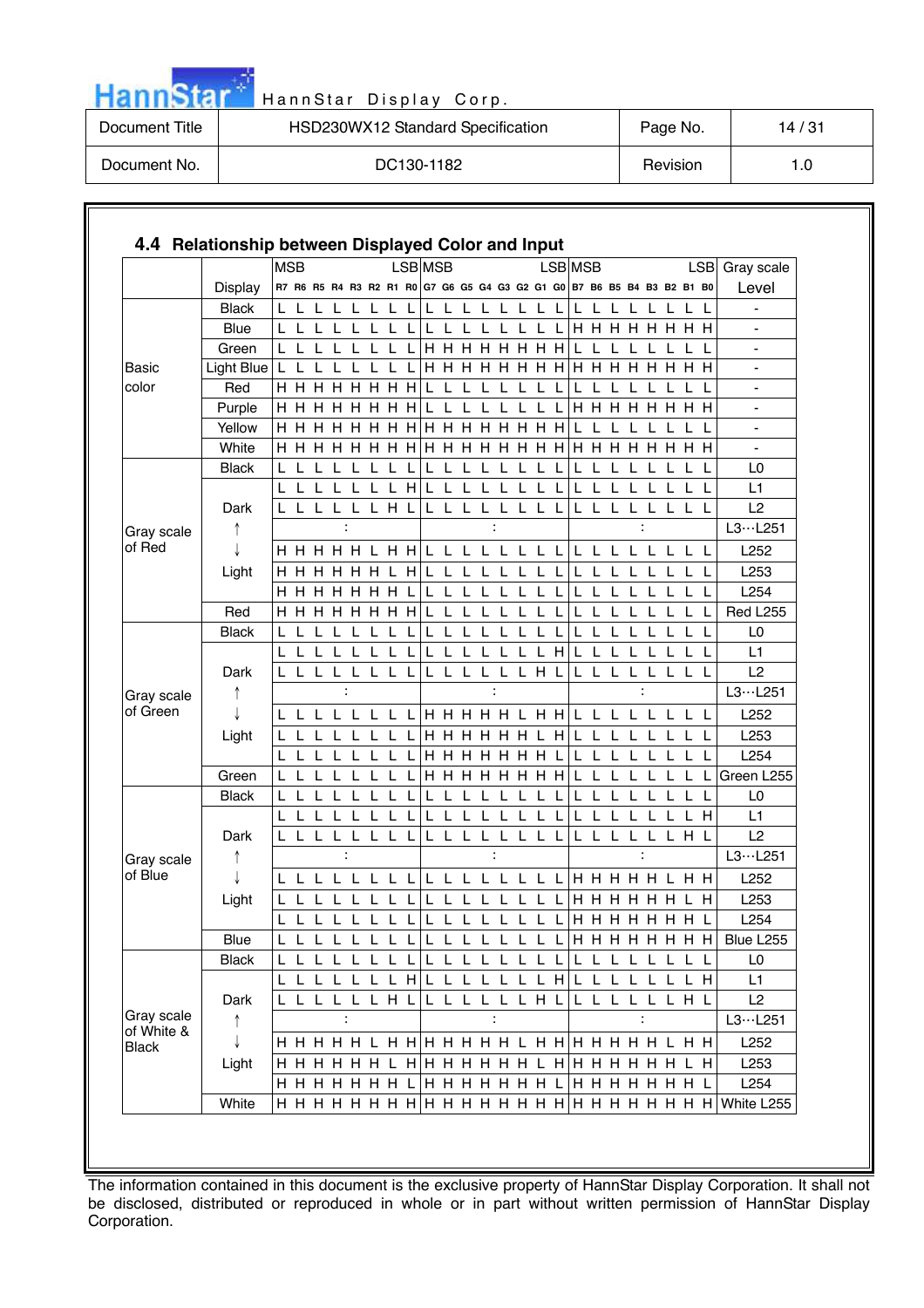## 4.4 Relationship between Displayed Color and Input

| | Display | MSB R7 | R6 | R5 | R4 | R3 | R2 | R1 | LSB R0 | MSB G7 | G6 | G5 | G4 | G3 | G2 | G1 | LSB G0 | MSB B7 | B6 | B5 | B4 | B3 | B2 | B1 | LSB B0 | Gray scale Level |
|---|---|---|---|---|---|---|---|---|---|---|---|---|---|---|---|---|---|---|---|---|---|---|---|---|---|---|
| Basic color | Black | L | L | L | L | L | L | L | L | L | L | L | L | L | L | L | L | L | L | L | L | L | L | L | L | - |
| | Blue | L | L | L | L | L | L | L | L | L | L | L | L | L | L | L | L | H | H | H | H | H | H | H | H | - |
| | Green | L | L | L | L | L | L | L | L | H | H | H | H | H | H | H | H | L | L | L | L | L | L | L | L | - |
| | Light Blue | L | L | L | L | L | L | L | L | H | H | H | H | H | H | H | H | H | H | H | H | H | H | H | H | - |
| | Red | H | H | H | H | H | H | H | H | L | L | L | L | L | L | L | L | L | L | L | L | L | L | L | L | - |
| | Purple | H | H | H | H | H | H | H | H | L | L | L | L | L | L | L | L | H | H | H | H | H | H | H | H | - |
| | Yellow | H | H | H | H | H | H | H | H | H | H | H | H | H | H | H | H | L | L | L | L | L | L | L | L | - |
| | White | H | H | H | H | H | H | H | H | H | H | H | H | H | H | H | H | H | H | H | H | H | H | H | H | - |
| Gray scale of Red | Black | L | L | L | L | L | L | L | L | L | L | L | L | L | L | L | L | L | L | L | L | L | L | L | L | L0 |
| | | L | L | L | L | L | L | L | H | L | L | L | L | L | L | L | L | L | L | L | L | L | L | L | L | L1 |
| | Dark | L | L | L | L | L | L | H | L | L | L | L | L | L | L | L | L | L | L | L | L | L | L | L | L | L2 |
| | ↑ | | | | : | | | | | | | | : | | | | | | | | : | | | | | L3…L251 |
| | ↓ | H | H | H | H | H | L | H | H | L | L | L | L | L | L | L | L | L | L | L | L | L | L | L | L | L252 |
| | Light | H | H | H | H | H | H | L | H | L | L | L | L | L | L | L | L | L | L | L | L | L | L | L | L | L253 |
| | | H | H | H | H | H | H | H | L | L | L | L | L | L | L | L | L | L | L | L | L | L | L | L | L | L254 |
| | Red | H | H | H | H | H | H | H | H | L | L | L | L | L | L | L | L | L | L | L | L | L | L | L | L | Red L255 |
| Gray scale of Green | Black | L | L | L | L | L | L | L | L | L | L | L | L | L | L | L | L | L | L | L | L | L | L | L | L | L0 |
| | | L | L | L | L | L | L | L | L | L | L | L | L | L | L | L | H | L | L | L | L | L | L | L | L | L1 |
| | Dark | L | L | L | L | L | L | L | L | L | L | L | L | L | L | H | L | L | L | L | L | L | L | L | L | L2 |
| | ↑ | | | | : | | | | | | | | : | | | | | | | | : | | | | | L3…L251 |
| | ↓ | L | L | L | L | L | L | L | L | H | H | H | H | H | L | H | H | L | L | L | L | L | L | L | L | L252 |
| | Light | L | L | L | L | L | L | L | L | H | H | H | H | H | H | L | H | L | L | L | L | L | L | L | L | L253 |
| | | L | L | L | L | L | L | L | L | H | H | H | H | H | H | H | L | L | L | L | L | L | L | L | L | L254 |
| | Green | L | L | L | L | L | L | L | L | H | H | H | H | H | H | H | H | L | L | L | L | L | L | L | L | Green L255 |
| Gray scale of Blue | Black | L | L | L | L | L | L | L | L | L | L | L | L | L | L | L | L | L | L | L | L | L | L | L | L | L0 |
| | | L | L | L | L | L | L | L | L | L | L | L | L | L | L | L | L | L | L | L | L | L | L | L | H | L1 |
| | Dark | L | L | L | L | L | L | L | L | L | L | L | L | L | L | L | L | L | L | L | L | L | L | H | L | L2 |
| | ↑ | | | | : | | | | | | | | : | | | | | | | | : | | | | | L3…L251 |
| | ↓ | L | L | L | L | L | L | L | L | L | L | L | L | L | L | L | L | H | H | H | H | H | L | H | H | L252 |
| | Light | L | L | L | L | L | L | L | L | L | L | L | L | L | L | L | L | H | H | H | H | H | H | L | H | L253 |
| | | L | L | L | L | L | L | L | L | L | L | L | L | L | L | L | L | H | H | H | H | H | H | H | L | L254 |
| | Blue | L | L | L | L | L | L | L | L | L | L | L | L | L | L | L | L | H | H | H | H | H | H | H | H | Blue L255 |
| Gray scale of White & Black | Black | L | L | L | L | L | L | L | L | L | L | L | L | L | L | L | L | L | L | L | L | L | L | L | L | L0 |
| | | L | L | L | L | L | L | L | H | L | L | L | L | L | L | L | H | L | L | L | L | L | L | L | H | L1 |
| | Dark | L | L | L | L | L | L | H | L | L | L | L | L | L | L | H | L | L | L | L | L | L | L | H | L | L2 |
| | ↑ | | | | : | | | | | | | | : | | | | | | | | : | | | | | L3…L251 |
| | ↓ | H | H | H | H | H | L | H | H | H | H | H | H | H | L | H | H | H | H | H | H | H | L | H | H | L252 |
| | Light | H | H | H | H | H | H | L | H | H | H | H | H | H | H | L | H | H | H | H | H | H | H | L | H | L253 |
| | | H | H | H | H | H | H | H | L | H | H | H | H | H | H | H | L | H | H | H | H | H | H | H | L | L254 |
| | White | H | H | H | H | H | H | H | H | H | H | H | H | H | H | H | H | H | H | H | H | H | H | H | H | White L255 |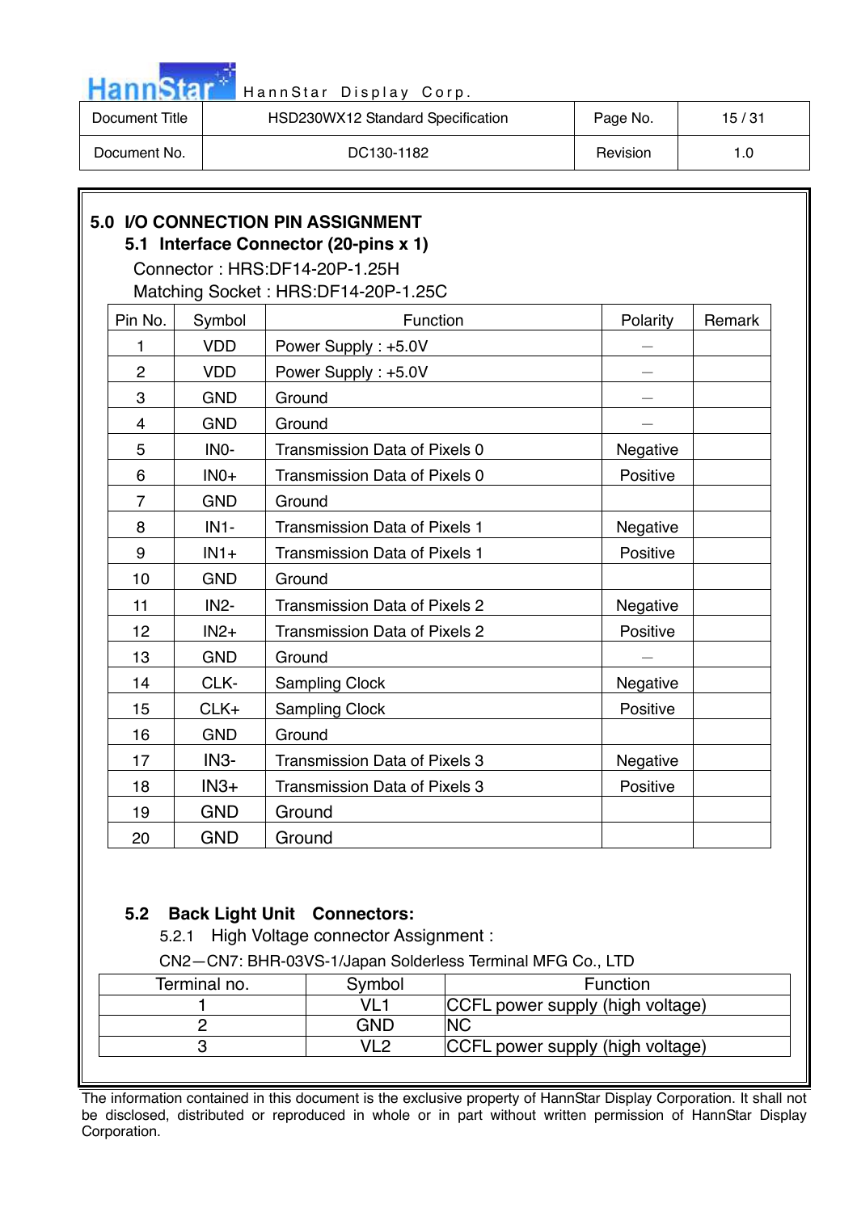# 5.0 I/O CONNECTION PIN ASSIGNMENT

## 5.1 Interface Connector (20-pins x 1)

Connector : HRS:DF14-20P-1.25H

Matching Socket : HRS:DF14-20P-1.25C

| Pin No. | Symbol | Function | Polarity | Remark |
|---|---|---|---|---|
| 1 | VDD | Power Supply : +5.0V | — | |
| 2 | VDD | Power Supply : +5.0V | — | |
| 3 | GND | Ground | — | |
| 4 | GND | Ground | — | |
| 5 | IN0- | Transmission Data of Pixels 0 | Negative | |
| 6 | IN0+ | Transmission Data of Pixels 0 | Positive | |
| 7 | GND | Ground | | |
| 8 | IN1- | Transmission Data of Pixels 1 | Negative | |
| 9 | IN1+ | Transmission Data of Pixels 1 | Positive | |
| 10 | GND | Ground | | |
| 11 | IN2- | Transmission Data of Pixels 2 | Negative | |
| 12 | IN2+ | Transmission Data of Pixels 2 | Positive | |
| 13 | GND | Ground | — | |
| 14 | CLK- | Sampling Clock | Negative | |
| 15 | CLK+ | Sampling Clock | Positive | |
| 16 | GND | Ground | | |
| 17 | IN3- | Transmission Data of Pixels 3 | Negative | |
| 18 | IN3+ | Transmission Data of Pixels 3 | Positive | |
| 19 | GND | Ground | | |
| 20 | GND | Ground | | |

## 5.2 Back Light Unit Connectors:

5.2.1 High Voltage connector Assignment :

CN2—CN7: BHR-03VS-1/Japan Solderless Terminal MFG Co., LTD

| Terminal no. | Symbol | Function |
|---|---|---|
| 1 | VL1 | CCFL power supply (high voltage) |
| 2 | GND | NC |
| 3 | VL2 | CCFL power supply (high voltage) |

The information contained in this document is the exclusive property of HannStar Display Corporation. It shall not be disclosed, distributed or reproduced in whole or in part without written permission of HannStar Display Corporation.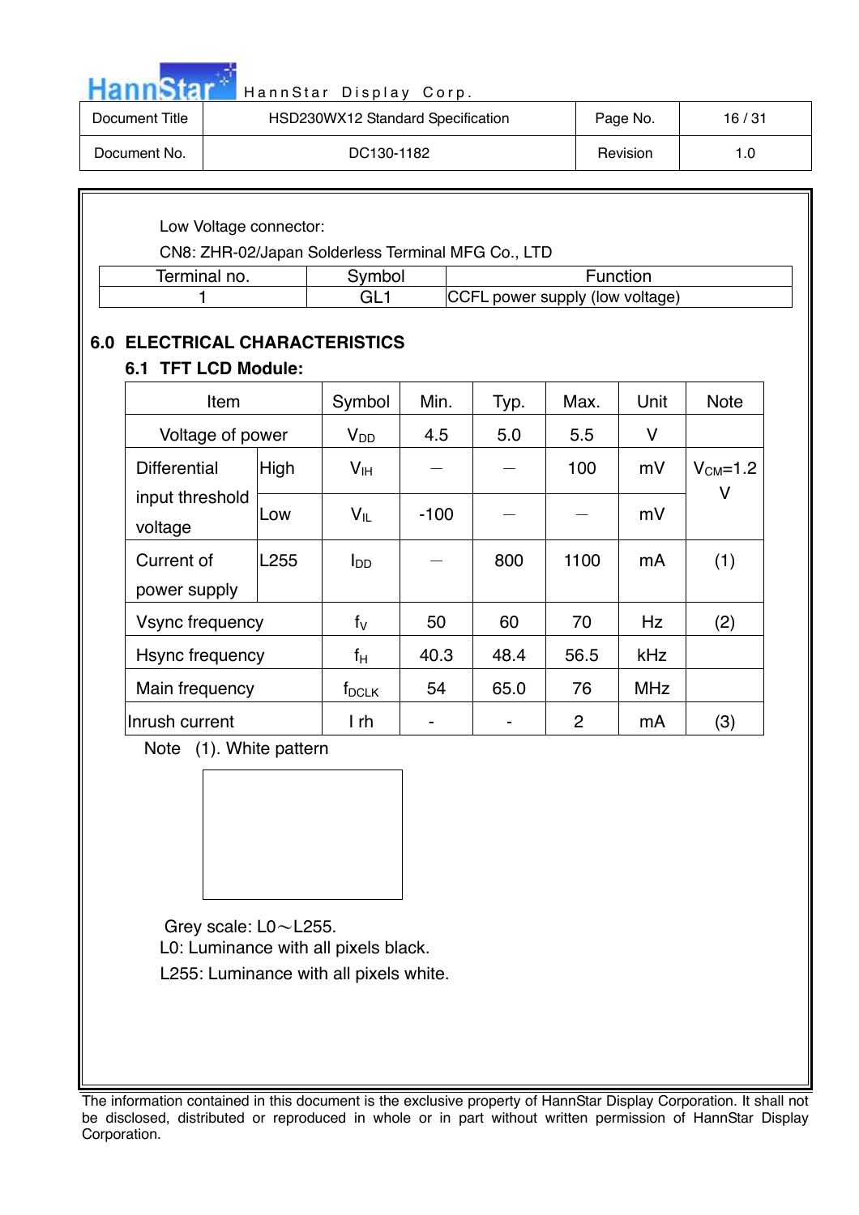Low Voltage connector:

CN8: ZHR-02/Japan Solderless Terminal MFG Co., LTD

| Terminal no. | Symbol | Function |
|---|---|---|
| 1 | GL1 | CCFL power supply (low voltage) |

## 6.0 ELECTRICAL CHARACTERISTICS

### 6.1 TFT LCD Module:

| Item | | Symbol | Min. | Typ. | Max. | Unit | Note |
|---|---|---|---|---|---|---|---|
| Voltage of power | | $V_{DD}$ | 4.5 | 5.0 | 5.5 | V | |
| Differential input threshold voltage | High | $V_{IH}$ | — | — | 100 | mV | $V_{CM}$=1.2 V |
| | Low | $V_{IL}$ | -100 | — | — | mV | |
| Current of power supply | L255 | $I_{DD}$ | — | 800 | 1100 | mA | (1) |
| Vsync frequency | | $f_V$ | 50 | 60 | 70 | Hz | (2) |
| Hsync frequency | | $f_H$ | 40.3 | 48.4 | 56.5 | kHz | |
| Main frequency | | $f_{DCLK}$ | 54 | 65.0 | 76 | MHz | |
| Inrush current | | I rh | - | - | 2 | mA | (3) |

Note (1). White pattern

Grey scale: L0～L255.

L0: Luminance with all pixels black.

L255: Luminance with all pixels white.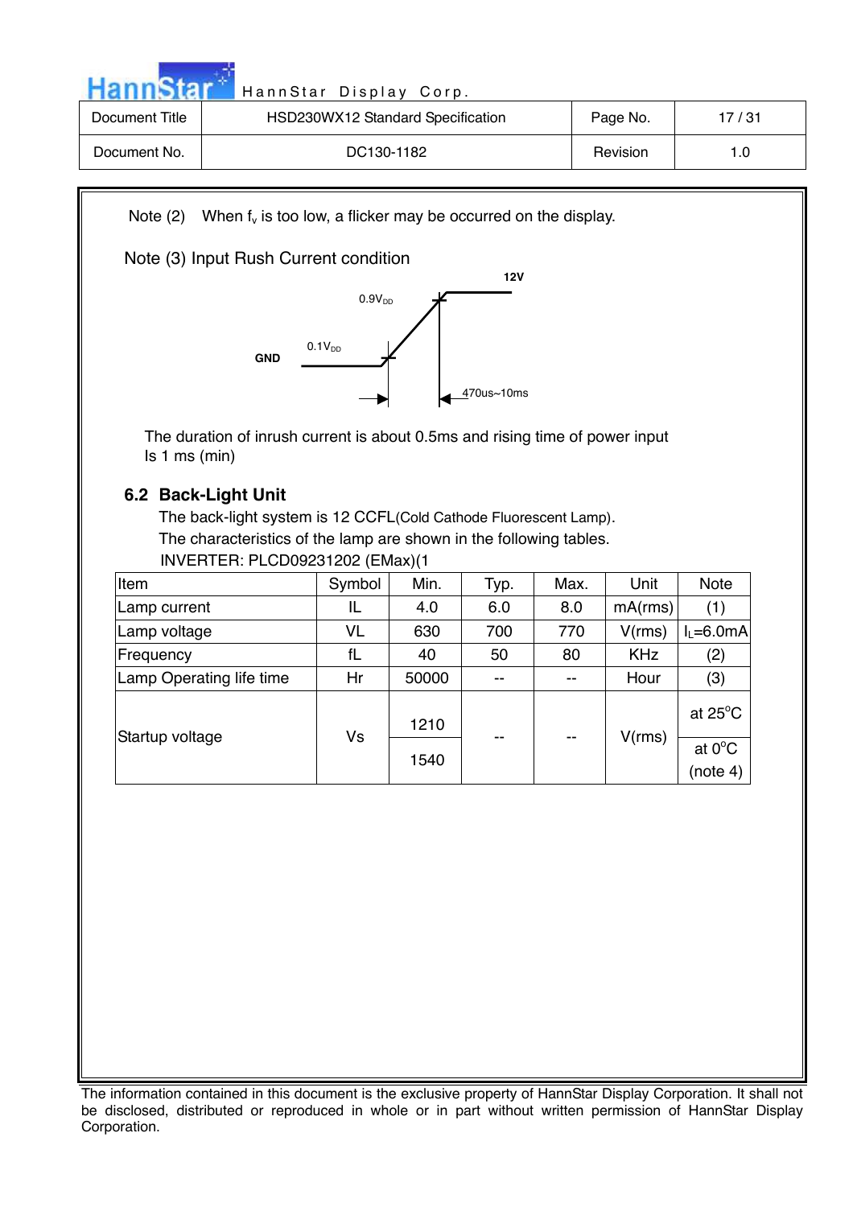Note (2) When $f_v$ is too low, a flicker may be occurred on the display.

Note (3) Input Rush Current condition

12V

$0.9V_{DD}$

$0.1V_{DD}$

GND

470us~10ms

The duration of inrush current is about 0.5ms and rising time of power input Is 1 ms (min)

### 6.2 Back-Light Unit

The back-light system is 12 CCFL(Cold Cathode Fluorescent Lamp).

The characteristics of the lamp are shown in the following tables.

INVERTER: PLCD09231202 (EMax)(1

| Item | Symbol | Min. | Typ. | Max. | Unit | Note |
|---|---|---|---|---|---|---|
| Lamp current | IL | 4.0 | 6.0 | 8.0 | mA(rms) | (1) |
| Lamp voltage | VL | 630 | 700 | 770 | V(rms) | $I_L$=6.0mA |
| Frequency | fL | 40 | 50 | 80 | KHz | (2) |
| Lamp Operating life time | Hr | 50000 | -- | -- | Hour | (3) |
| Startup voltage | Vs | 1210 | -- | -- | V(rms) | at 25°C |
| | | 1540 | | | | at 0°C (note 4) |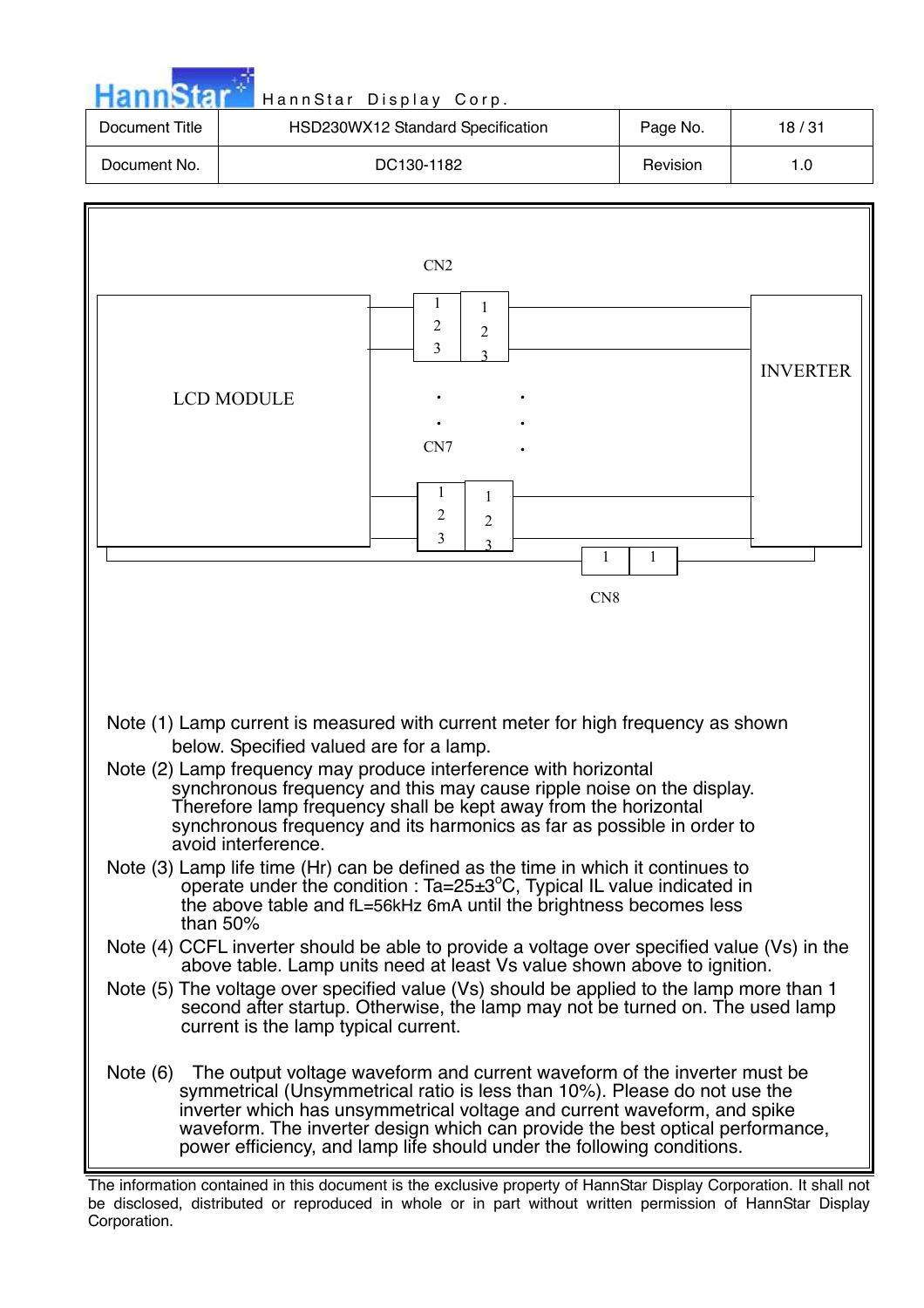CN2

LCD MODULE

INVERTER

CN7

CN8

Note (1) Lamp current is measured with current meter for high frequency as shown below. Specified valued are for a lamp.

Note (2) Lamp frequency may produce interference with horizontal synchronous frequency and this may cause ripple noise on the display. Therefore lamp frequency shall be kept away from the horizontal synchronous frequency and its harmonics as far as possible in order to avoid interference.

Note (3) Lamp life time (Hr) can be defined as the time in which it continues to operate under the condition : Ta=25±3°C, Typical IL value indicated in the above table and fL=56kHz 6mA until the brightness becomes less than 50%

Note (4) CCFL inverter should be able to provide a voltage over specified value (Vs) in the above table. Lamp units need at least Vs value shown above to ignition.

Note (5) The voltage over specified value (Vs) should be applied to the lamp more than 1 second after startup. Otherwise, the lamp may not be turned on. The used lamp current is the lamp typical current.

Note (6) The output voltage waveform and current waveform of the inverter must be symmetrical (Unsymmetrical ratio is less than 10%). Please do not use the inverter which has unsymmetrical voltage and current waveform, and spike waveform. The inverter design which can provide the best optical performance, power efficiency, and lamp life should under the following conditions.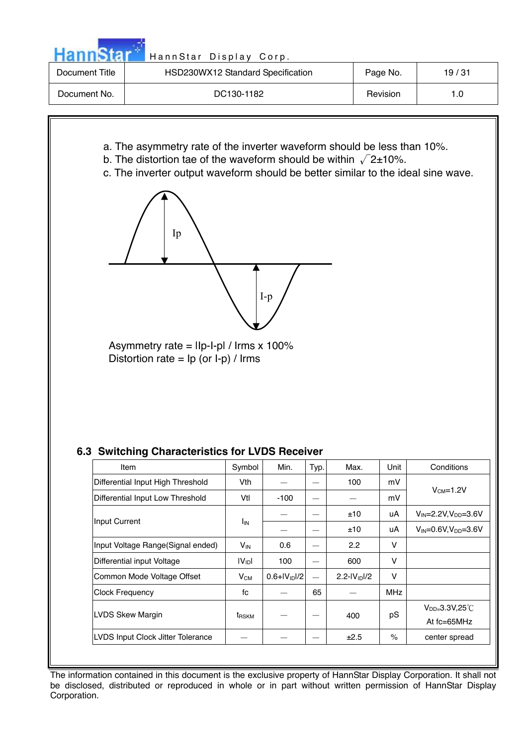a. The asymmetry rate of the inverter waveform should be less than 10%.
b. The distortion tae of the waveform should be within $\sqrt{2}\pm10\%$.
c. The inverter output waveform should be better similar to the ideal sine wave.

Ip

I-p

Asymmetry rate = |Ip-I-p| / Irms x 100%
Distortion rate = Ip (or I-p) / Irms

### 6.3 Switching Characteristics for LVDS Receiver

| Item | Symbol | Min. | Typ. | Max. | Unit | Conditions |
|---|---|---|---|---|---|---|
| Differential Input High Threshold | Vth | — | — | 100 | mV | $V_{CM}$=1.2V |
| Differential Input Low Threshold | Vtl | -100 | — | — | mV | |
| Input Current | $I_{IN}$ | — | — | ±10 | uA | $V_{IN}$=2.2V,$V_{DD}$=3.6V |
| | | — | — | ±10 | uA | $V_{IN}$=0.6V,$V_{DD}$=3.6V |
| Input Voltage Range(Signal ended) | $V_{IN}$ | 0.6 | — | 2.2 | V | |
| Differential input Voltage | $\|V_{ID}\|$ | 100 | — | 600 | V | |
| Common Mode Voltage Offset | $V_{CM}$ | $0.6+\|V_{ID}\|/2$ | — | $2.2-\|V_{ID}\|/2$ | V | |
| Clock Frequency | fc | — | 65 | — | MHz | |
| LVDS Skew Margin | $t_{RSKM}$ | — | — | 400 | pS | $V_{DD}$=3.3V,25℃ At fc=65MHz |
| LVDS Input Clock Jitter Tolerance | — | — | — | ±2.5 | % | center spread |

The information contained in this document is the exclusive property of HannStar Display Corporation. It shall not be disclosed, distributed or reproduced in whole or in part without written permission of HannStar Display Corporation.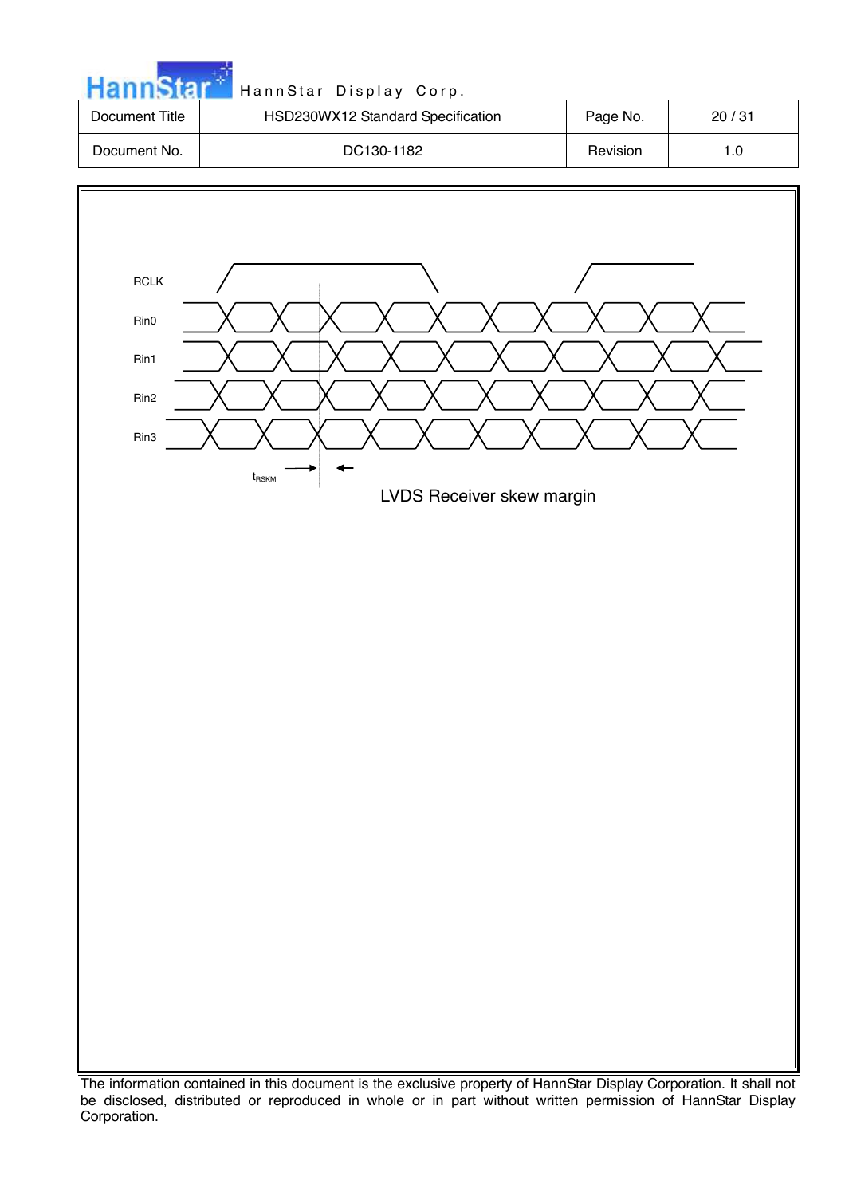RCLK

Rin0

Rin1

Rin2

Rin3

$t_{RSKM}$

LVDS Receiver skew margin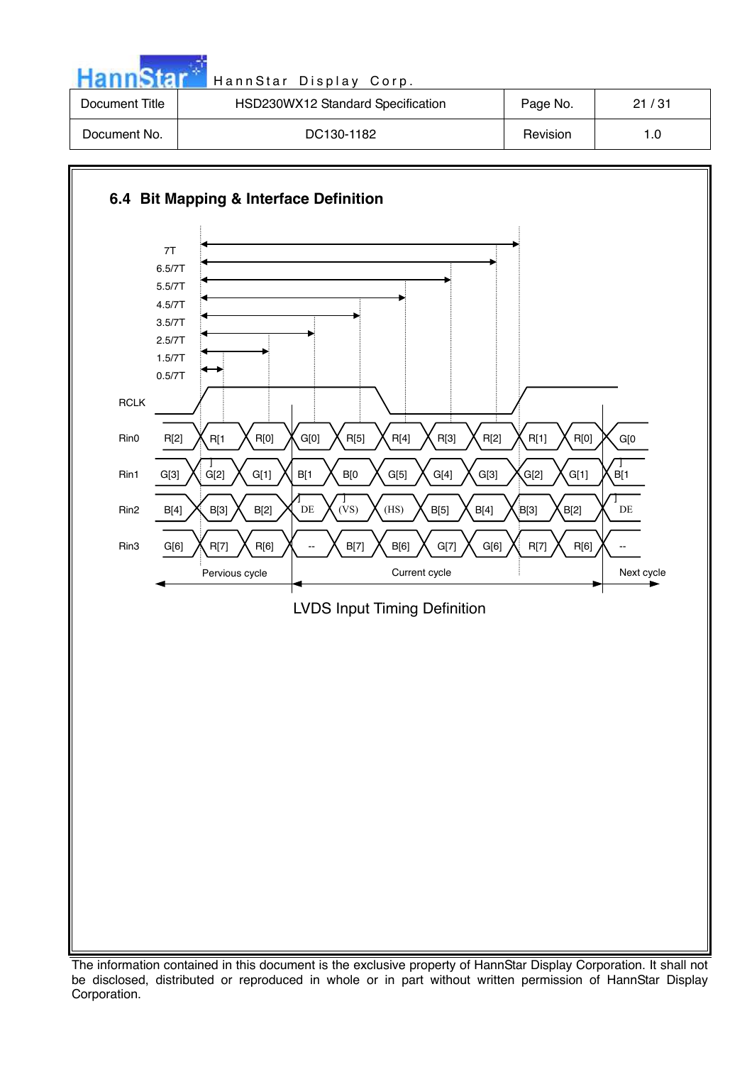## 6.4 Bit Mapping & Interface Definition

| | Pervious cycle | | | Current cycle | | | | | | | | Next cycle |
|---|---|---|---|---|---|---|---|---|---|---|---|---|
| Rin0 | R[2] | R[1] | R[0] | G[0] | R[5] | R[4] | R[3] | R[2] | R[1] | R[0] | G[0] |
| Rin1 | G[3] | G[2] | G[1] | B[1] | B[0] | G[5] | G[4] | G[3] | G[2] | G[1] | B[1] |
| Rin2 | B[4] | B[3] | B[2] | DE | (VS) | (HS) | B[5] | B[4] | B[3] | B[2] | DE |
| Rin3 | G[6] | R[7] | R[6] | -- | B[7] | B[6] | G[7] | G[6] | R[7] | R[6] | -- |

Timing markers (RCLK): 0.5/7T, 1.5/7T, 2.5/7T, 3.5/7T, 4.5/7T, 5.5/7T, 6.5/7T, 7T

LVDS Input Timing Definition

The information contained in this document is the exclusive property of HannStar Display Corporation. It shall not be disclosed, distributed or reproduced in whole or in part without written permission of HannStar Display Corporation.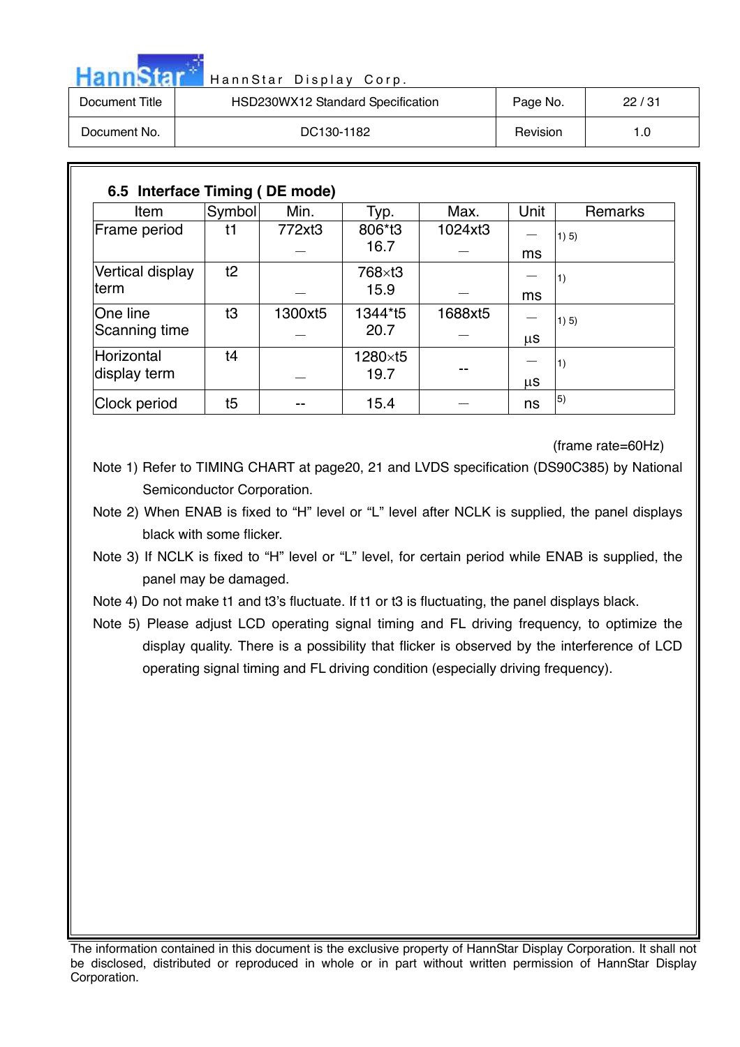## 6.5 Interface Timing ( DE mode)

| Item | Symbol | Min. | Typ. | Max. | Unit | Remarks |
|---|---|---|---|---|---|---|
| Frame period | t1 | 772xt3<br>— | 806*t3<br>16.7 | 1024xt3<br>— | —<br>ms | 1) 5) |
| Vertical display term | t2 | — | 768×t3<br>15.9 | — | —<br>ms | 1) |
| One line Scanning time | t3 | 1300xt5<br>— | 1344*t5<br>20.7 | 1688xt5<br>— | —<br>µs | 1) 5) |
| Horizontal display term | t4 | — | 1280×t5<br>19.7 | -- | —<br>µs | 1) |
| Clock period | t5 | -- | 15.4 | — | ns | 5) |

(frame rate=60Hz)

Note 1) Refer to TIMING CHART at page20, 21 and LVDS specification (DS90C385) by National Semiconductor Corporation.

Note 2) When ENAB is fixed to "H" level or "L" level after NCLK is supplied, the panel displays black with some flicker.

Note 3) If NCLK is fixed to "H" level or "L" level, for certain period while ENAB is supplied, the panel may be damaged.

Note 4) Do not make t1 and t3's fluctuate. If t1 or t3 is fluctuating, the panel displays black.

Note 5) Please adjust LCD operating signal timing and FL driving frequency, to optimize the display quality. There is a possibility that flicker is observed by the interference of LCD operating signal timing and FL driving condition (especially driving frequency).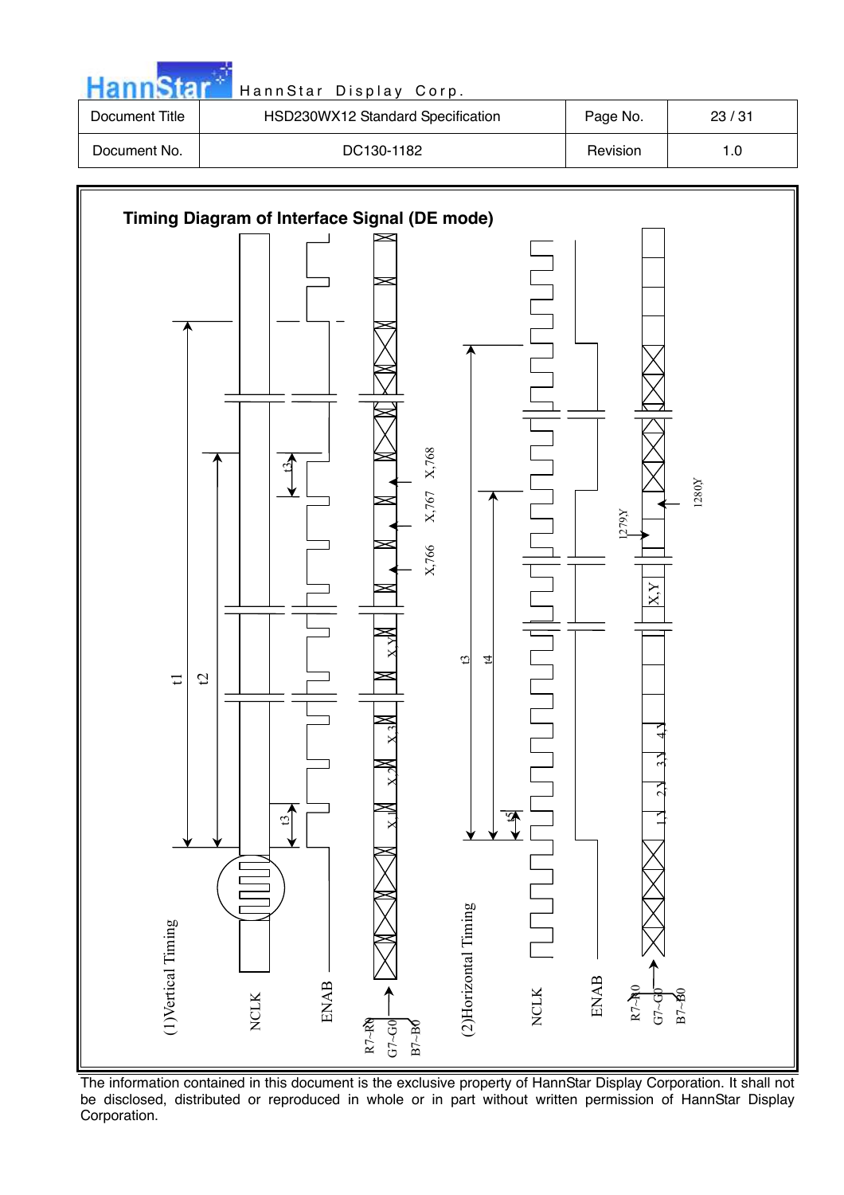## Timing Diagram of Interface Signal (DE mode)

(1)Vertical Timing

NCLK

ENAB

R7~R0
G7~G0
B7~B0

t1 t2 t3 t3

X,1 X,2 X,3 X,Y X,766 X,767 X,768

(2)Horizontal Timing

NCLK

ENAB

R7~R0
G7~G0
B7~B0

t3 t4 t5

1,Y 2,Y 3,Y 4,Y X,Y 1279,Y 1280,Y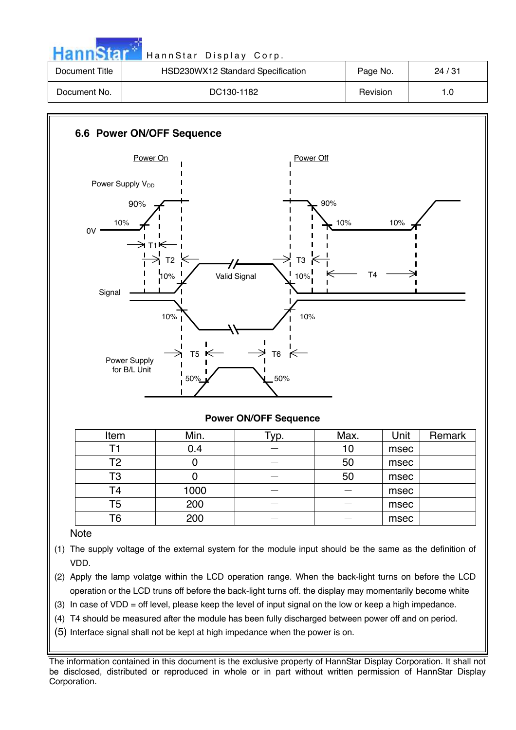## 6.6 Power ON/OFF Sequence

Power On

Power Off

Power Supply $V_{DD}$

90%

10%

0V

T1

T2

10%

Valid Signal

T3

10%

T4

Signal

10%

10%

T5

T6

Power Supply for B/L Unit

50%

50%

**Power ON/OFF Sequence**

| Item | Min. | Typ. | Max. | Unit | Remark |
|---|---|---|---|---|---|
| T1 | 0.4 | – | 10 | msec | |
| T2 | 0 | – | 50 | msec | |
| T3 | 0 | – | 50 | msec | |
| T4 | 1000 | – | – | msec | |
| T5 | 200 | – | – | msec | |
| T6 | 200 | – | – | msec | |

Note

(1) The supply voltage of the external system for the module input should be the same as the definition of VDD.

(2) Apply the lamp volatge within the LCD operation range. When the back-light turns on before the LCD operation or the LCD truns off before the back-light turns off. the display may momentarily become white

(3) In case of VDD = off level, please keep the level of input signal on the low or keep a high impedance.

(4) T4 should be measured after the module has been fully discharged between power off and on period.

(5) Interface signal shall not be kept at high impedance when the power is on.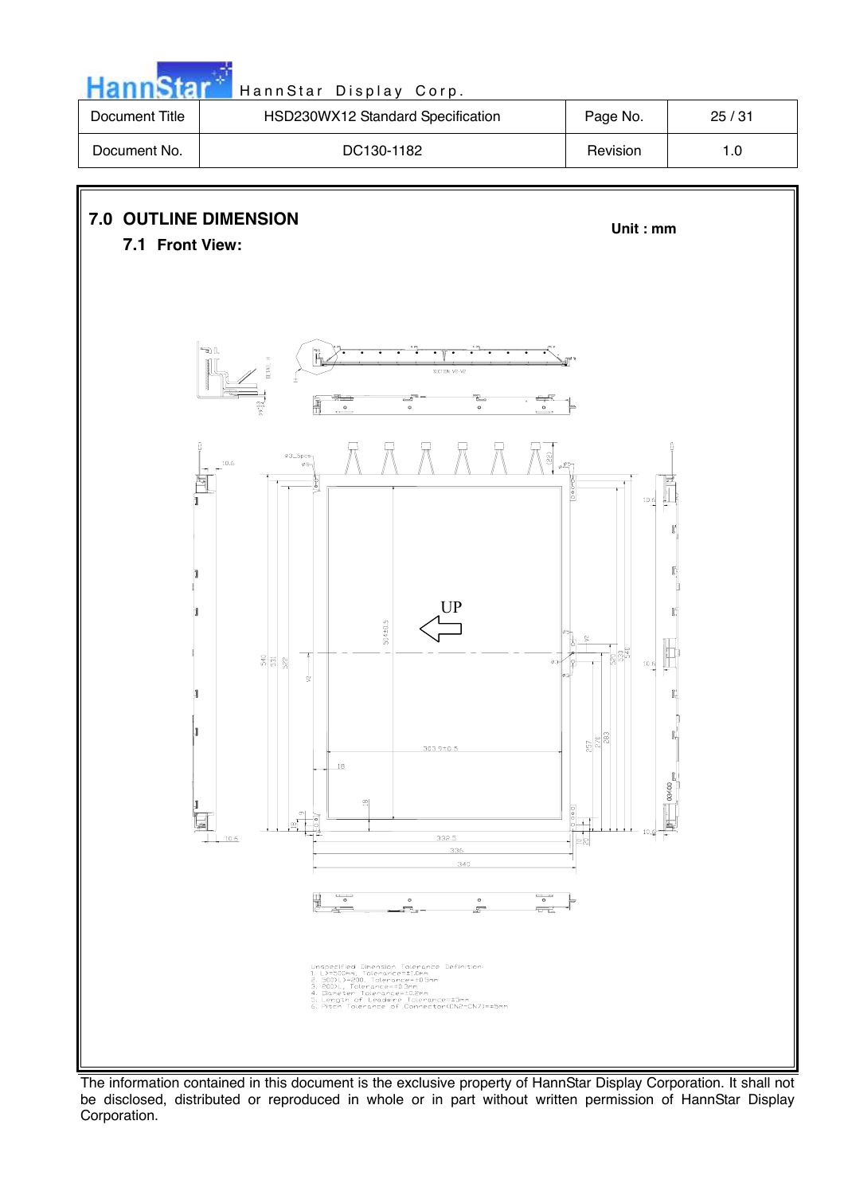## 7.0 OUTLINE DIMENSION

**Unit : mm**

### 7.1 Front View:

Unspecified Dimension Tolerance Definition:
1. L>=500mm, Tolerance=±1.0mm
2. 500>L>=200, Tolerance=±0.5mm
3. 200>L, Tolerance=±0.3mm
4. Diameter Tolerance=±0.2mm
5. Length of Leadwire Tolerance=±3mm
6. Pitch Tolerance of Connector(CN2~CN7)=±5mm

The information contained in this document is the exclusive property of HannStar Display Corporation. It shall not be disclosed, distributed or reproduced in whole or in part without written permission of HannStar Display Corporation.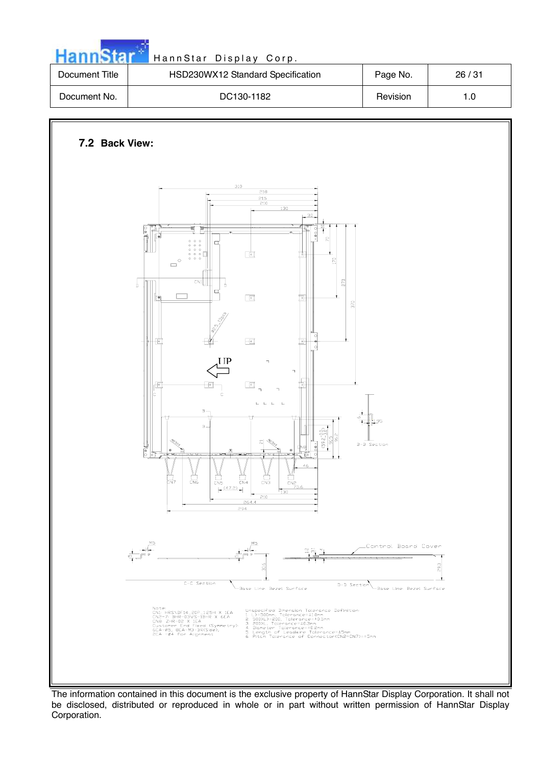### 7.2 Back View:

Note:
CN1 HRS\DF14_20P_1.25H X 1EA
CN2~7 : BHR-03VS-1BHR X 6EA
CN8 : ZHR-02 X 1EA
Customer End Fixed (Symmetry)
6EA -Ø5, 8EA-M3-3R(Side),
2EA -Ø4 For Alignment

Unspecified Dimension Tolerance Definition:
1. L>=500mm, Tolerance=±1.0mm
2. 500>L>=200, Tolerance=±0.5mm
3. 200>L, Tolerance=±0.3mm
4. Diameter Tolerance=±0.2mm
5. Length of Leadwire Tolerance=±5mm
6. Pitch Tolerance of Connector(CN2~CN7)=±5mm

The information contained in this document is the exclusive property of HannStar Display Corporation. It shall not be disclosed, distributed or reproduced in whole or in part without written permission of HannStar Display Corporation.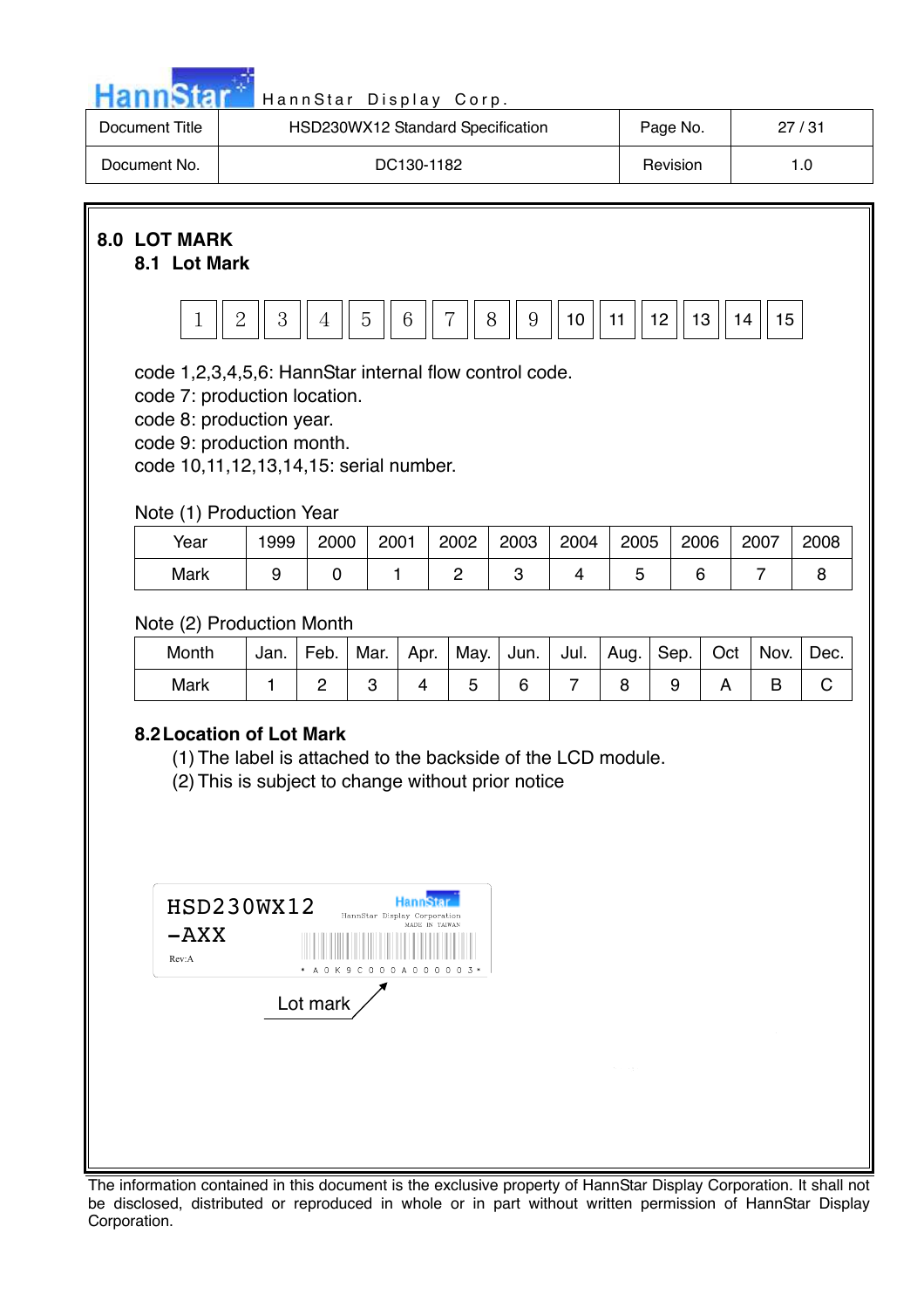## 8.0 LOT MARK

### 8.1 Lot Mark

| 1 | 2 | 3 | 4 | 5 | 6 | 7 | 8 | 9 | 10 | 11 | 12 | 13 | 14 | 15 |
|---|---|---|---|---|---|---|---|---|---|---|---|---|---|---|

code 1,2,3,4,5,6: HannStar internal flow control code.
code 7: production location.
code 8: production year.
code 9: production month.
code 10,11,12,13,14,15: serial number.

Note (1) Production Year

| Year | 1999 | 2000 | 2001 | 2002 | 2003 | 2004 | 2005 | 2006 | 2007 | 2008 |
|---|---|---|---|---|---|---|---|---|---|---|
| Mark | 9 | 0 | 1 | 2 | 3 | 4 | 5 | 6 | 7 | 8 |

Note (2) Production Month

| Month | Jan. | Feb. | Mar. | Apr. | May. | Jun. | Jul. | Aug. | Sep. | Oct | Nov. | Dec. |
|---|---|---|---|---|---|---|---|---|---|---|---|---|
| Mark | 1 | 2 | 3 | 4 | 5 | 6 | 7 | 8 | 9 | A | B | C |

### 8.2 Location of Lot Mark

(1) The label is attached to the backside of the LCD module.
(2) This is subject to change without prior notice

HSD230WX12
-AXX
Rev:A

HannStar
HannStar Display Corporation
MADE IN TAIWAN

\* A 0 K 9 C 0 0 0 A 0 0 0 0 0 3 \*

Lot mark

The information contained in this document is the exclusive property of HannStar Display Corporation. It shall not be disclosed, distributed or reproduced in whole or in part without written permission of HannStar Display Corporation.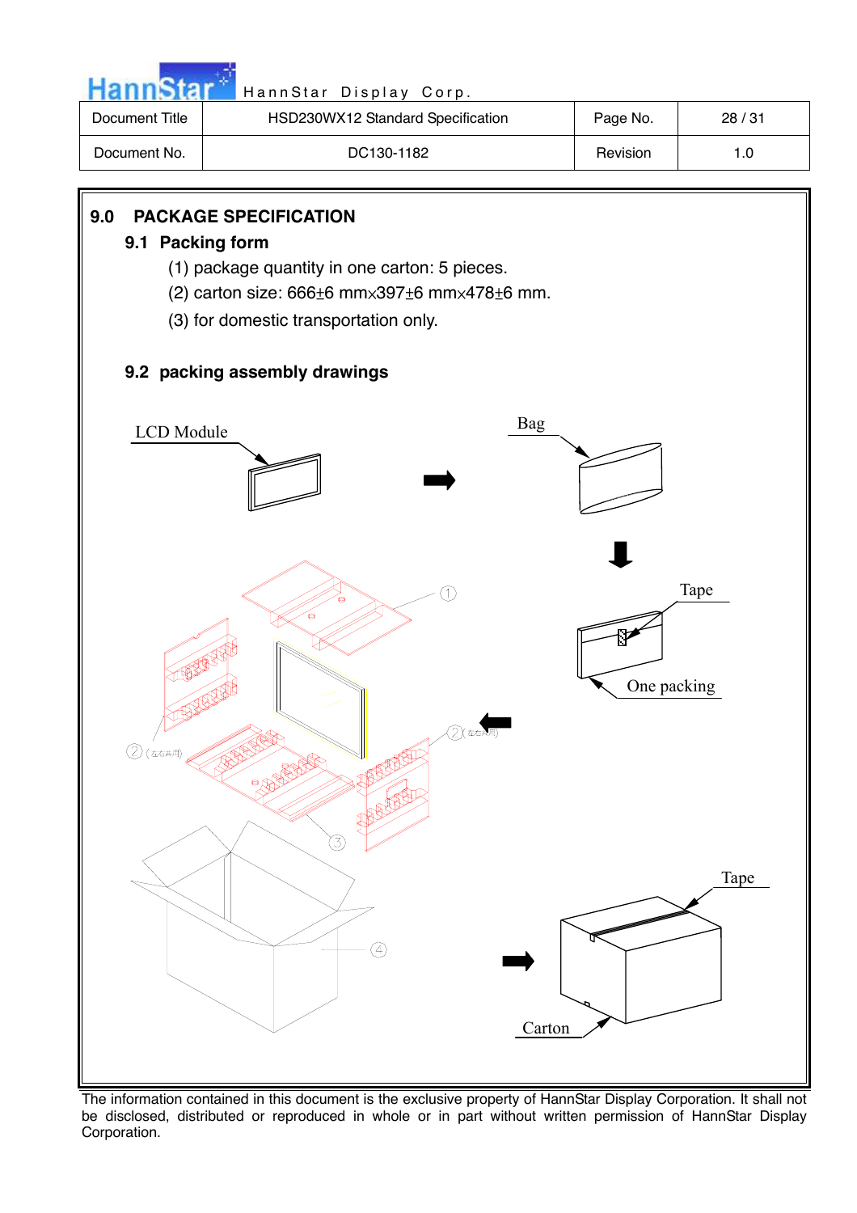## 9.0 PACKAGE SPECIFICATION

### 9.1 Packing form

(1) package quantity in one carton: 5 pieces.

(2) carton size: 666±6 mm×397±6 mm×478±6 mm.

(3) for domestic transportation only.

### 9.2 packing assembly drawings

LCD Module

Bag

Tape

One packing

Tape

Carton

The information contained in this document is the exclusive property of HannStar Display Corporation. It shall not be disclosed, distributed or reproduced in whole or in part without written permission of HannStar Display Corporation.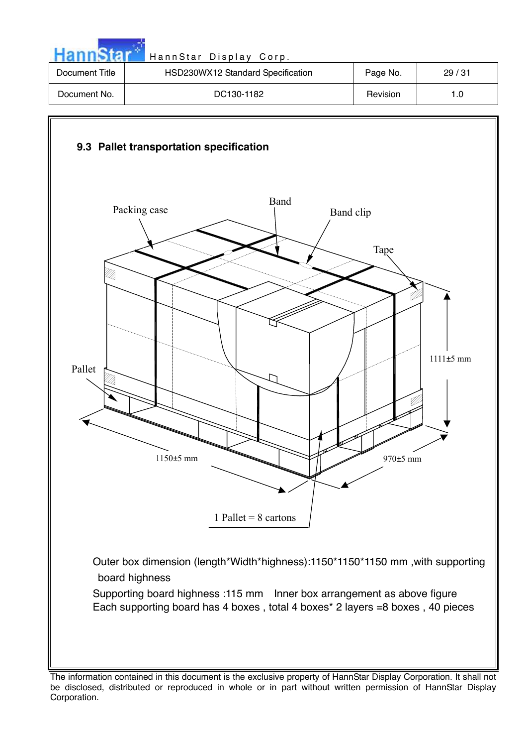## 9.3 Pallet transportation specification

Packing case

Band

Band clip

Tape

Pallet

1111±5 mm

1150±5 mm

970±5 mm

1 Pallet = 8 cartons

Outer box dimension (length*Width*highness):1150*1150*1150 mm ,with supporting board highness

Supporting board highness :115 mm Inner box arrangement as above figure

Each supporting board has 4 boxes , total 4 boxes* 2 layers =8 boxes , 40 pieces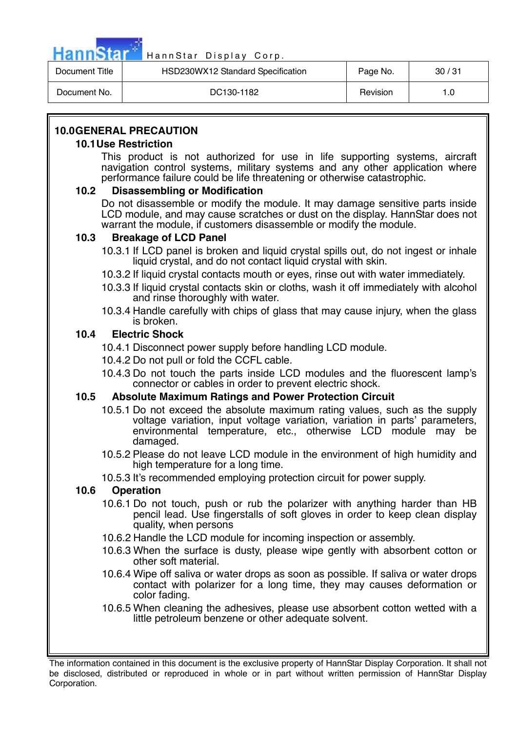## 10.0 GENERAL PRECAUTION

### 10.1 Use Restriction

This product is not authorized for use in life supporting systems, aircraft navigation control systems, military systems and any other application where performance failure could be life threatening or otherwise catastrophic.

### 10.2 Disassembling or Modification

Do not disassemble or modify the module. It may damage sensitive parts inside LCD module, and may cause scratches or dust on the display. HannStar does not warrant the module, if customers disassemble or modify the module.

### 10.3 Breakage of LCD Panel

10.3.1 If LCD panel is broken and liquid crystal spills out, do not ingest or inhale liquid crystal, and do not contact liquid crystal with skin.

10.3.2 If liquid crystal contacts mouth or eyes, rinse out with water immediately.

10.3.3 If liquid crystal contacts skin or cloths, wash it off immediately with alcohol and rinse thoroughly with water.

10.3.4 Handle carefully with chips of glass that may cause injury, when the glass is broken.

### 10.4 Electric Shock

10.4.1 Disconnect power supply before handling LCD module.

10.4.2 Do not pull or fold the CCFL cable.

10.4.3 Do not touch the parts inside LCD modules and the fluorescent lamp's connector or cables in order to prevent electric shock.

### 10.5 Absolute Maximum Ratings and Power Protection Circuit

10.5.1 Do not exceed the absolute maximum rating values, such as the supply voltage variation, input voltage variation, variation in parts' parameters, environmental temperature, etc., otherwise LCD module may be damaged.

10.5.2 Please do not leave LCD module in the environment of high humidity and high temperature for a long time.

10.5.3 It's recommended employing protection circuit for power supply.

### 10.6 Operation

10.6.1 Do not touch, push or rub the polarizer with anything harder than HB pencil lead. Use fingerstalls of soft gloves in order to keep clean display quality, when persons

10.6.2 Handle the LCD module for incoming inspection or assembly.

10.6.3 When the surface is dusty, please wipe gently with absorbent cotton or other soft material.

10.6.4 Wipe off saliva or water drops as soon as possible. If saliva or water drops contact with polarizer for a long time, they may causes deformation or color fading.

10.6.5 When cleaning the adhesives, please use absorbent cotton wetted with a little petroleum benzene or other adequate solvent.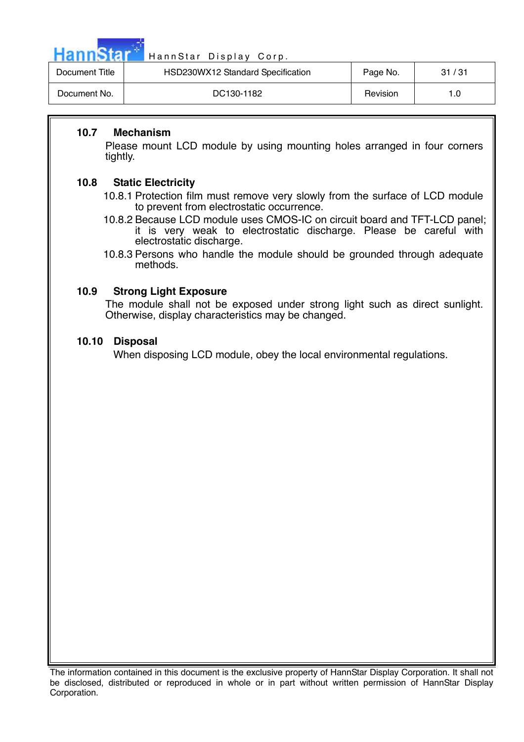### 10.7 Mechanism

Please mount LCD module by using mounting holes arranged in four corners tightly.

### 10.8 Static Electricity

10.8.1 Protection film must remove very slowly from the surface of LCD module to prevent from electrostatic occurrence.

10.8.2 Because LCD module uses CMOS-IC on circuit board and TFT-LCD panel; it is very weak to electrostatic discharge. Please be careful with electrostatic discharge.

10.8.3 Persons who handle the module should be grounded through adequate methods.

### 10.9 Strong Light Exposure

The module shall not be exposed under strong light such as direct sunlight. Otherwise, display characteristics may be changed.

### 10.10 Disposal

When disposing LCD module, obey the local environmental regulations.